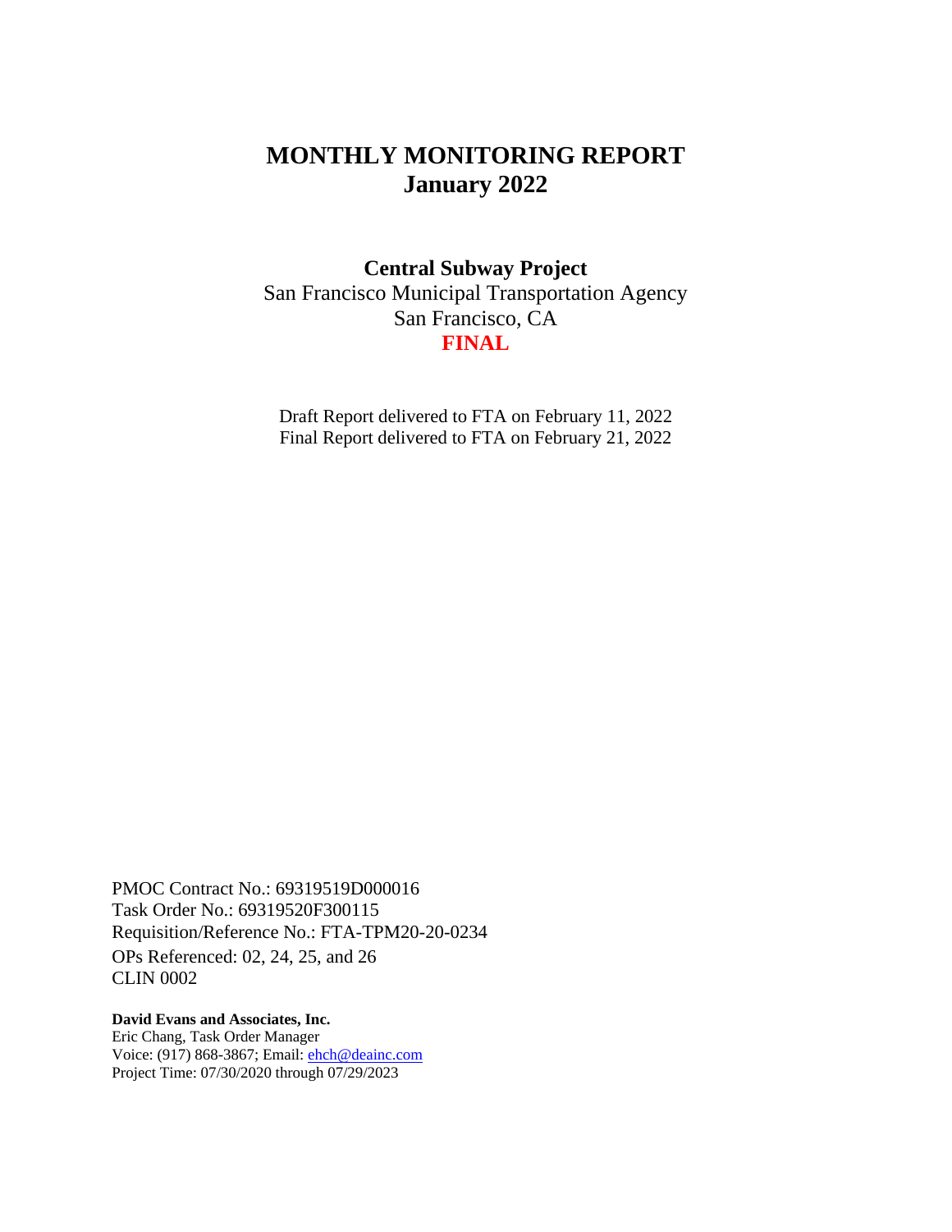# MONTHLY MONITORING REPORT
# January 2022

**Central Subway Project**

San Francisco Municipal Transportation Agency

San Francisco, CA

**FINAL**

Draft Report delivered to FTA on February 11, 2022

Final Report delivered to FTA on February 21, 2022

PMOC Contract No.: 69319519D000016

Task Order No.: 69319520F300115

Requisition/Reference No.: FTA-TPM20-20-0234

OPs Referenced: 02, 24, 25, and 26

CLIN 0002

**David Evans and Associates, Inc.**

Eric Chang, Task Order Manager

Voice: (917) 868-3867; Email: ehch@deainc.com

Project Time: 07/30/2020 through 07/29/2023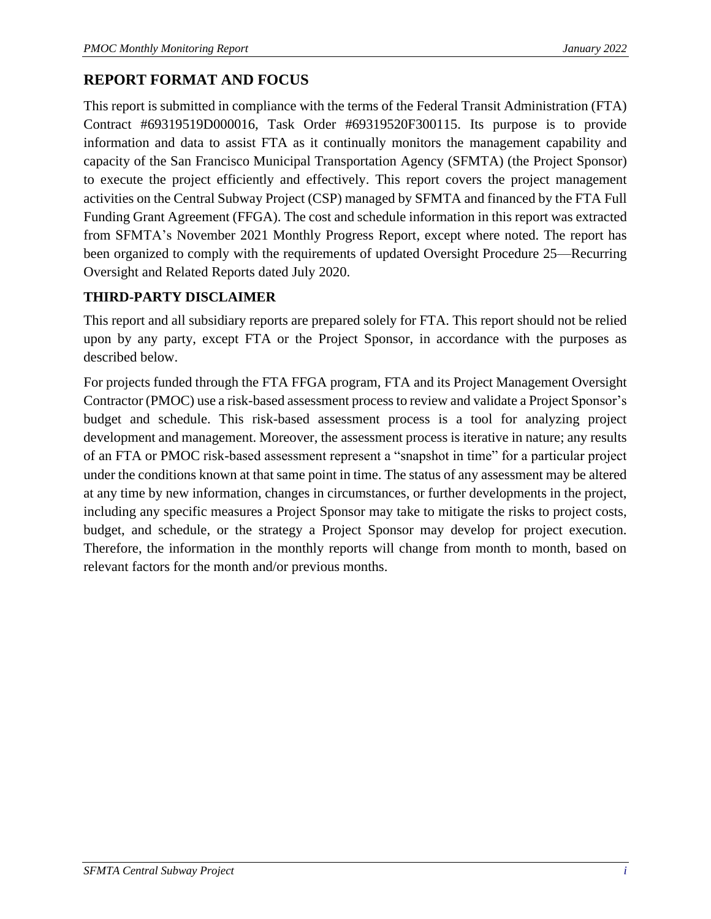## REPORT FORMAT AND FOCUS

This report is submitted in compliance with the terms of the Federal Transit Administration (FTA) Contract #69319519D000016, Task Order #69319520F300115. Its purpose is to provide information and data to assist FTA as it continually monitors the management capability and capacity of the San Francisco Municipal Transportation Agency (SFMTA) (the Project Sponsor) to execute the project efficiently and effectively. This report covers the project management activities on the Central Subway Project (CSP) managed by SFMTA and financed by the FTA Full Funding Grant Agreement (FFGA). The cost and schedule information in this report was extracted from SFMTA's November 2021 Monthly Progress Report, except where noted. The report has been organized to comply with the requirements of updated Oversight Procedure 25—Recurring Oversight and Related Reports dated July 2020.

### THIRD-PARTY DISCLAIMER

This report and all subsidiary reports are prepared solely for FTA. This report should not be relied upon by any party, except FTA or the Project Sponsor, in accordance with the purposes as described below.

For projects funded through the FTA FFGA program, FTA and its Project Management Oversight Contractor (PMOC) use a risk-based assessment process to review and validate a Project Sponsor's budget and schedule. This risk-based assessment process is a tool for analyzing project development and management. Moreover, the assessment process is iterative in nature; any results of an FTA or PMOC risk-based assessment represent a "snapshot in time" for a particular project under the conditions known at that same point in time. The status of any assessment may be altered at any time by new information, changes in circumstances, or further developments in the project, including any specific measures a Project Sponsor may take to mitigate the risks to project costs, budget, and schedule, or the strategy a Project Sponsor may develop for project execution. Therefore, the information in the monthly reports will change from month to month, based on relevant factors for the month and/or previous months.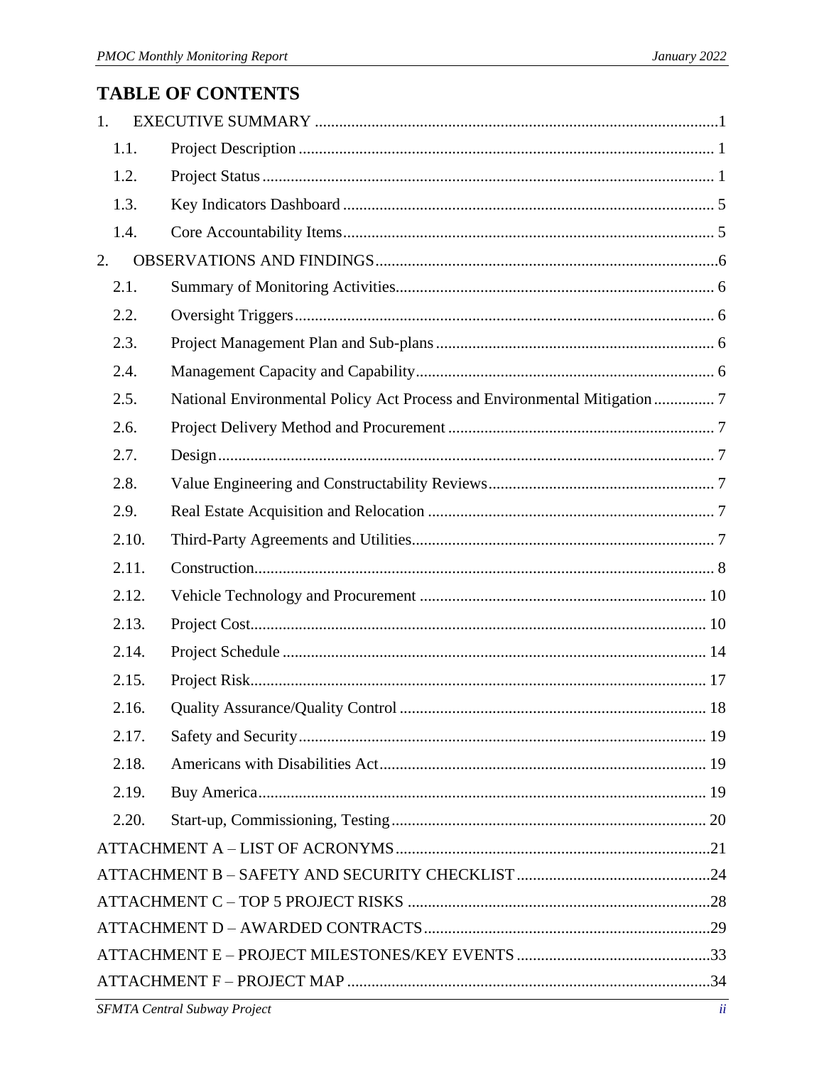# TABLE OF CONTENTS

1. EXECUTIVE SUMMARY ....................................................................................................1
   - 1.1. Project Description ........................................................................................................ 1
   - 1.2. Project Status ................................................................................................................ 1
   - 1.3. Key Indicators Dashboard ............................................................................................. 5
   - 1.4. Core Accountability Items............................................................................................. 5
2. OBSERVATIONS AND FINDINGS.....................................................................................6
   - 2.1. Summary of Monitoring Activities................................................................................ 6
   - 2.2. Oversight Triggers......................................................................................................... 6
   - 2.3. Project Management Plan and Sub-plans ...................................................................... 6
   - 2.4. Management Capacity and Capability........................................................................... 6
   - 2.5. National Environmental Policy Act Process and Environmental Mitigation ............... 7
   - 2.6. Project Delivery Method and Procurement ................................................................... 7
   - 2.7. Design............................................................................................................................ 7
   - 2.8. Value Engineering and Constructability Reviews......................................................... 7
   - 2.9. Real Estate Acquisition and Relocation ........................................................................ 7
   - 2.10. Third-Party Agreements and Utilities........................................................................... 7
   - 2.11. Construction.................................................................................................................. 8
   - 2.12. Vehicle Technology and Procurement ........................................................................ 10
   - 2.13. Project Cost.................................................................................................................. 10
   - 2.14. Project Schedule .......................................................................................................... 14
   - 2.15. Project Risk.................................................................................................................. 17
   - 2.16. Quality Assurance/Quality Control ............................................................................. 18
   - 2.17. Safety and Security...................................................................................................... 19
   - 2.18. Americans with Disabilities Act.................................................................................. 19
   - 2.19. Buy America................................................................................................................ 19
   - 2.20. Start-up, Commissioning, Testing ............................................................................... 20

ATTACHMENT A – LIST OF ACRONYMS..............................................................................21

ATTACHMENT B – SAFETY AND SECURITY CHECKLIST................................................24

ATTACHMENT C – TOP 5 PROJECT RISKS ...........................................................................28

ATTACHMENT D – AWARDED CONTRACTS.......................................................................29

ATTACHMENT E – PROJECT MILESTONES/KEY EVENTS................................................33

ATTACHMENT F – PROJECT MAP ..........................................................................................34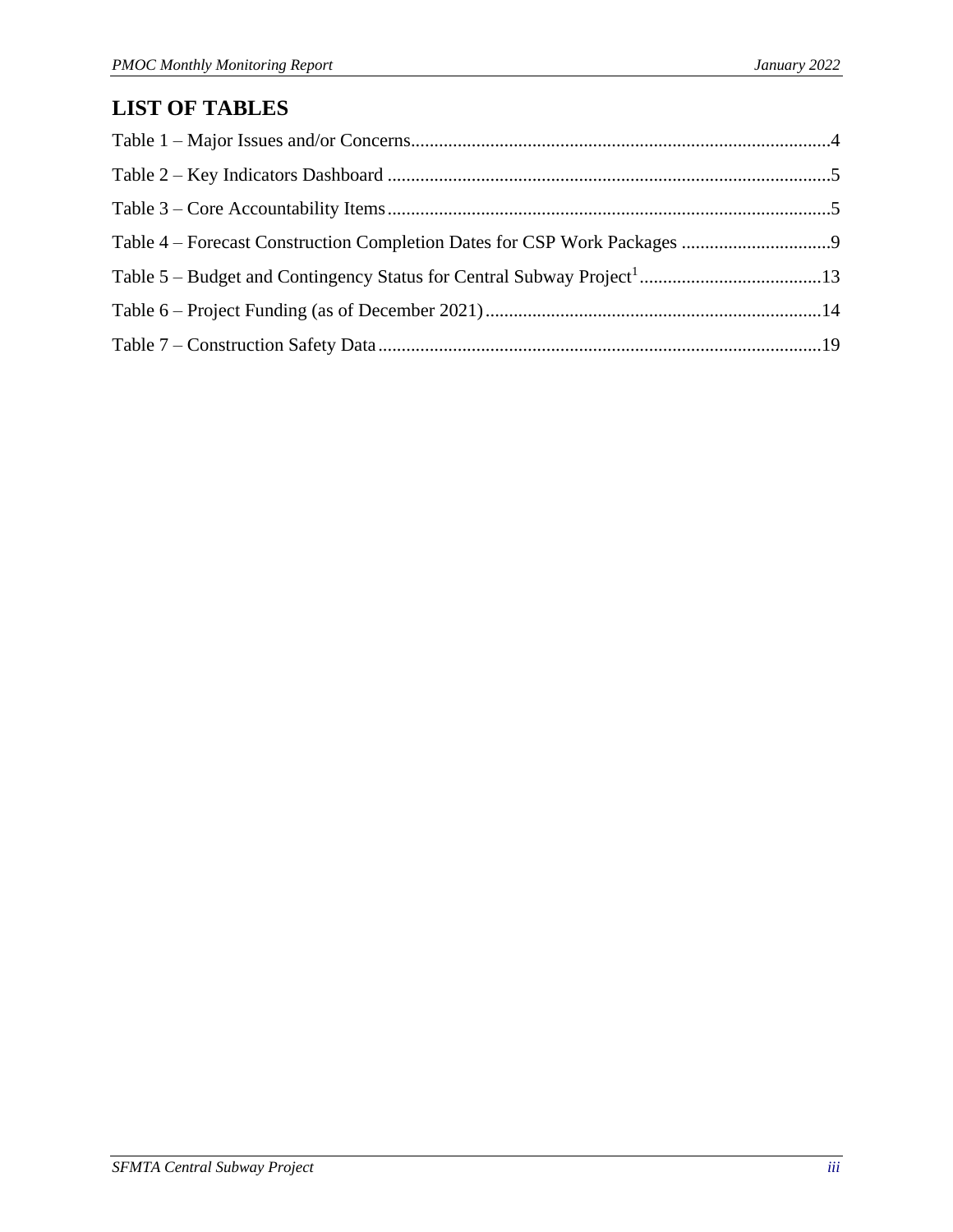## LIST OF TABLES

Table 1 – Major Issues and/or Concerns....................................................................................4

Table 2 – Key Indicators Dashboard ..........................................................................................5

Table 3 – Core Accountability Items..........................................................................................5

Table 4 – Forecast Construction Completion Dates for CSP Work Packages ................................9

Table 5 – Budget and Contingency Status for Central Subway Project[1].......................................13

Table 6 – Project Funding (as of December 2021)........................................................................14

Table 7 – Construction Safety Data...............................................................................................19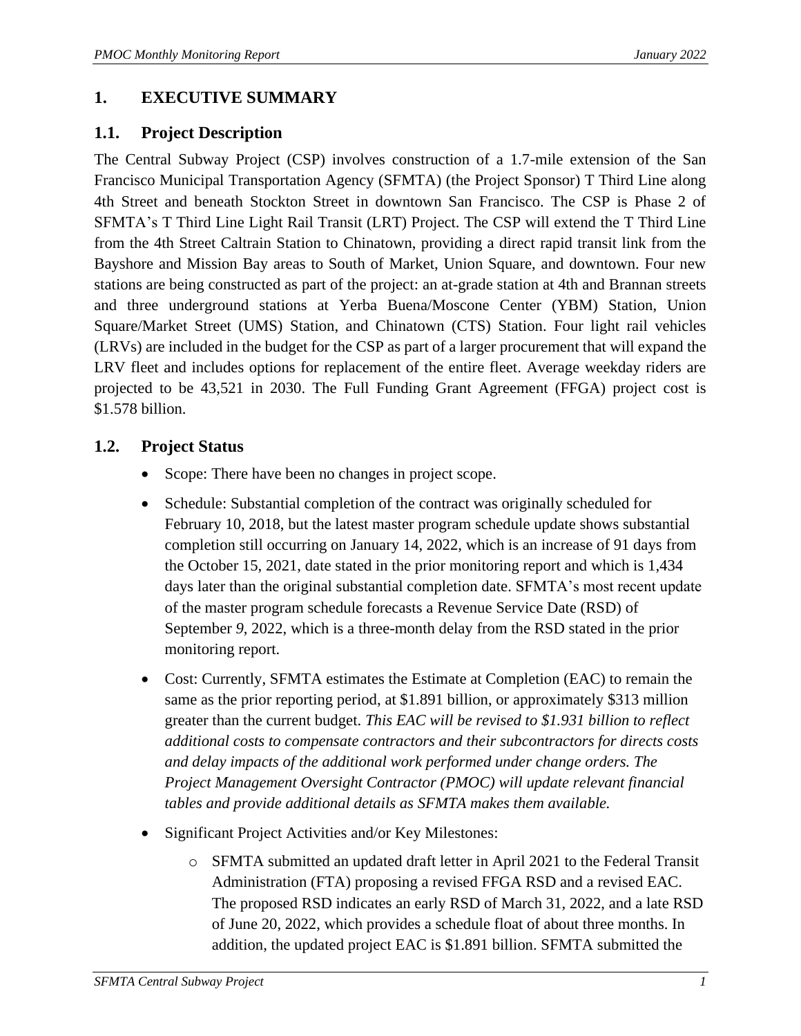# 1. EXECUTIVE SUMMARY

## 1.1. Project Description

The Central Subway Project (CSP) involves construction of a 1.7-mile extension of the San Francisco Municipal Transportation Agency (SFMTA) (the Project Sponsor) T Third Line along 4th Street and beneath Stockton Street in downtown San Francisco. The CSP is Phase 2 of SFMTA's T Third Line Light Rail Transit (LRT) Project. The CSP will extend the T Third Line from the 4th Street Caltrain Station to Chinatown, providing a direct rapid transit link from the Bayshore and Mission Bay areas to South of Market, Union Square, and downtown. Four new stations are being constructed as part of the project: an at-grade station at 4th and Brannan streets and three underground stations at Yerba Buena/Moscone Center (YBM) Station, Union Square/Market Street (UMS) Station, and Chinatown (CTS) Station. Four light rail vehicles (LRVs) are included in the budget for the CSP as part of a larger procurement that will expand the LRV fleet and includes options for replacement of the entire fleet. Average weekday riders are projected to be 43,521 in 2030. The Full Funding Grant Agreement (FFGA) project cost is $1.578 billion.

## 1.2. Project Status

- Scope: There have been no changes in project scope.
- Schedule: Substantial completion of the contract was originally scheduled for February 10, 2018, but the latest master program schedule update shows substantial completion still occurring on January 14, 2022, which is an increase of 91 days from the October 15, 2021, date stated in the prior monitoring report and which is 1,434 days later than the original substantial completion date. SFMTA's most recent update of the master program schedule forecasts a Revenue Service Date (RSD) of September *9*, 2022, which is a three-month delay from the RSD stated in the prior monitoring report.
- Cost: Currently, SFMTA estimates the Estimate at Completion (EAC) to remain the same as the prior reporting period, at $1.891 billion, or approximately $313 million greater than the current budget. *This EAC will be revised to $1.931 billion to reflect additional costs to compensate contractors and their subcontractors for directs costs and delay impacts of the additional work performed under change orders. The Project Management Oversight Contractor (PMOC) will update relevant financial tables and provide additional details as SFMTA makes them available.*
- Significant Project Activities and/or Key Milestones:
  - SFMTA submitted an updated draft letter in April 2021 to the Federal Transit Administration (FTA) proposing a revised FFGA RSD and a revised EAC. The proposed RSD indicates an early RSD of March 31, 2022, and a late RSD of June 20, 2022, which provides a schedule float of about three months. In addition, the updated project EAC is $1.891 billion. SFMTA submitted the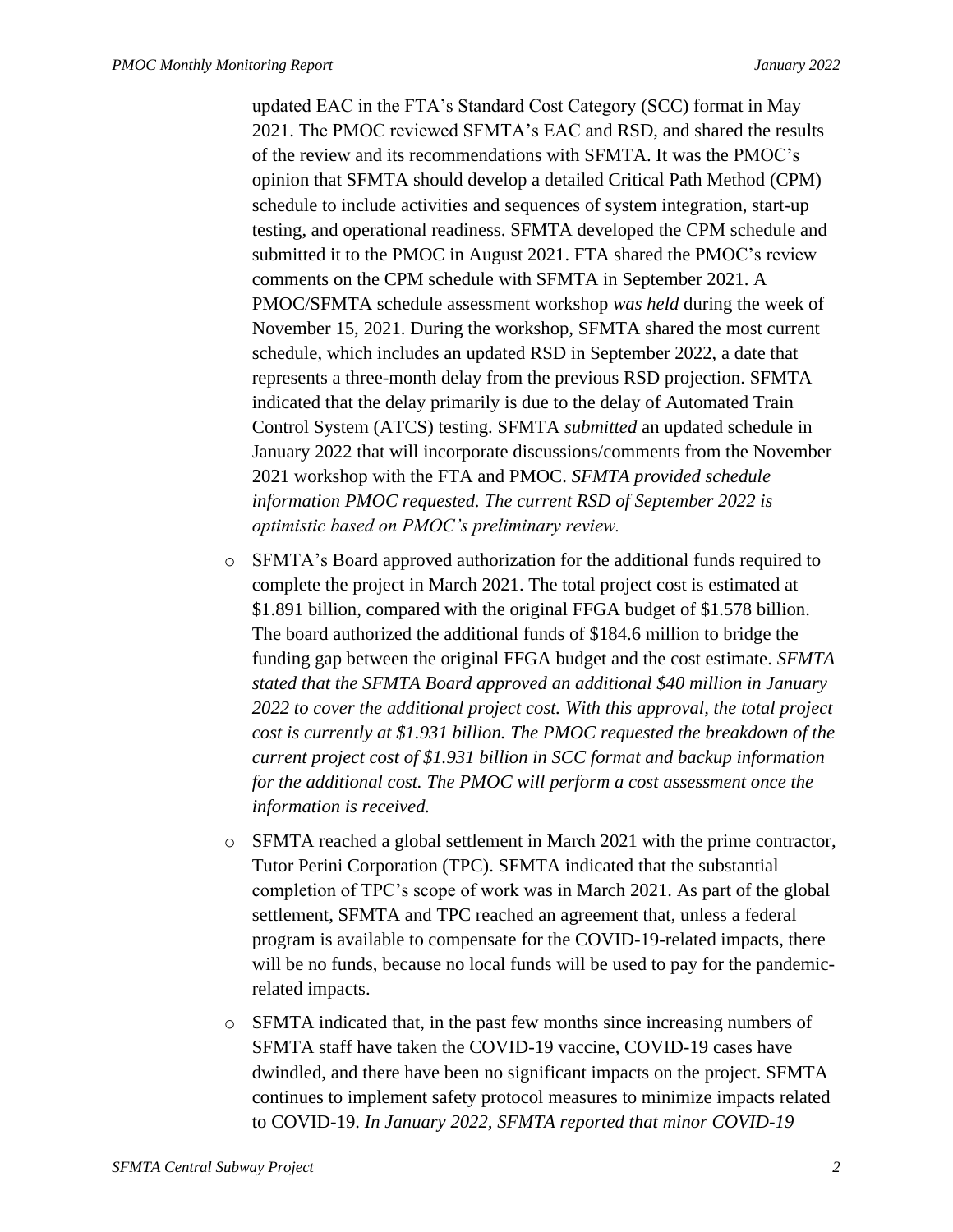updated EAC in the FTA's Standard Cost Category (SCC) format in May 2021. The PMOC reviewed SFMTA's EAC and RSD, and shared the results of the review and its recommendations with SFMTA. It was the PMOC's opinion that SFMTA should develop a detailed Critical Path Method (CPM) schedule to include activities and sequences of system integration, start-up testing, and operational readiness. SFMTA developed the CPM schedule and submitted it to the PMOC in August 2021. FTA shared the PMOC's review comments on the CPM schedule with SFMTA in September 2021. A PMOC/SFMTA schedule assessment workshop *was held* during the week of November 15, 2021. During the workshop, SFMTA shared the most current schedule, which includes an updated RSD in September 2022, a date that represents a three-month delay from the previous RSD projection. SFMTA indicated that the delay primarily is due to the delay of Automated Train Control System (ATCS) testing. SFMTA *submitted* an updated schedule in January 2022 that will incorporate discussions/comments from the November 2021 workshop with the FTA and PMOC. *SFMTA provided schedule information PMOC requested. The current RSD of September 2022 is optimistic based on PMOC's preliminary review.*

- SFMTA's Board approved authorization for the additional funds required to complete the project in March 2021. The total project cost is estimated at \$1.891 billion, compared with the original FFGA budget of \$1.578 billion. The board authorized the additional funds of \$184.6 million to bridge the funding gap between the original FFGA budget and the cost estimate. *SFMTA stated that the SFMTA Board approved an additional \$40 million in January 2022 to cover the additional project cost. With this approval, the total project cost is currently at \$1.931 billion. The PMOC requested the breakdown of the current project cost of \$1.931 billion in SCC format and backup information for the additional cost. The PMOC will perform a cost assessment once the information is received.*
- SFMTA reached a global settlement in March 2021 with the prime contractor, Tutor Perini Corporation (TPC). SFMTA indicated that the substantial completion of TPC's scope of work was in March 2021. As part of the global settlement, SFMTA and TPC reached an agreement that, unless a federal program is available to compensate for the COVID-19-related impacts, there will be no funds, because no local funds will be used to pay for the pandemic-related impacts.
- SFMTA indicated that, in the past few months since increasing numbers of SFMTA staff have taken the COVID-19 vaccine, COVID-19 cases have dwindled, and there have been no significant impacts on the project. SFMTA continues to implement safety protocol measures to minimize impacts related to COVID-19. *In January 2022, SFMTA reported that minor COVID-19*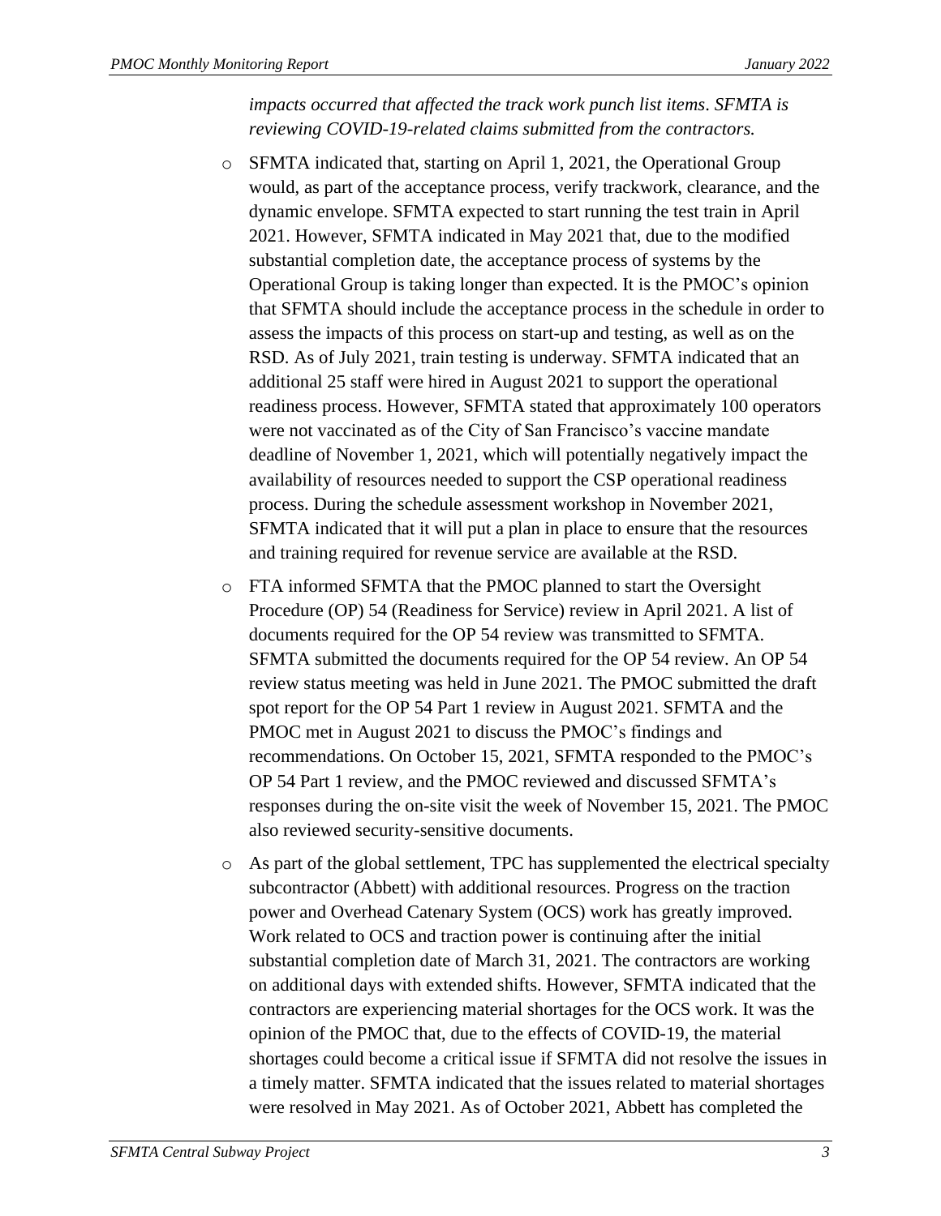*impacts occurred that affected the track work punch list items. SFMTA is reviewing COVID-19-related claims submitted from the contractors.*

- SFMTA indicated that, starting on April 1, 2021, the Operational Group would, as part of the acceptance process, verify trackwork, clearance, and the dynamic envelope. SFMTA expected to start running the test train in April 2021. However, SFMTA indicated in May 2021 that, due to the modified substantial completion date, the acceptance process of systems by the Operational Group is taking longer than expected. It is the PMOC's opinion that SFMTA should include the acceptance process in the schedule in order to assess the impacts of this process on start-up and testing, as well as on the RSD. As of July 2021, train testing is underway. SFMTA indicated that an additional 25 staff were hired in August 2021 to support the operational readiness process. However, SFMTA stated that approximately 100 operators were not vaccinated as of the City of San Francisco's vaccine mandate deadline of November 1, 2021, which will potentially negatively impact the availability of resources needed to support the CSP operational readiness process. During the schedule assessment workshop in November 2021, SFMTA indicated that it will put a plan in place to ensure that the resources and training required for revenue service are available at the RSD.
- FTA informed SFMTA that the PMOC planned to start the Oversight Procedure (OP) 54 (Readiness for Service) review in April 2021. A list of documents required for the OP 54 review was transmitted to SFMTA. SFMTA submitted the documents required for the OP 54 review. An OP 54 review status meeting was held in June 2021. The PMOC submitted the draft spot report for the OP 54 Part 1 review in August 2021. SFMTA and the PMOC met in August 2021 to discuss the PMOC's findings and recommendations. On October 15, 2021, SFMTA responded to the PMOC's OP 54 Part 1 review, and the PMOC reviewed and discussed SFMTA's responses during the on-site visit the week of November 15, 2021. The PMOC also reviewed security-sensitive documents.
- As part of the global settlement, TPC has supplemented the electrical specialty subcontractor (Abbett) with additional resources. Progress on the traction power and Overhead Catenary System (OCS) work has greatly improved. Work related to OCS and traction power is continuing after the initial substantial completion date of March 31, 2021. The contractors are working on additional days with extended shifts. However, SFMTA indicated that the contractors are experiencing material shortages for the OCS work. It was the opinion of the PMOC that, due to the effects of COVID-19, the material shortages could become a critical issue if SFMTA did not resolve the issues in a timely matter. SFMTA indicated that the issues related to material shortages were resolved in May 2021. As of October 2021, Abbett has completed the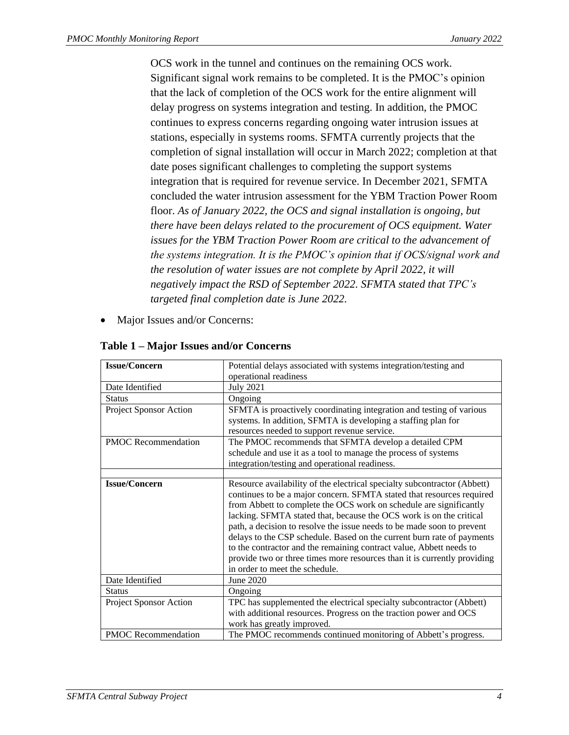OCS work in the tunnel and continues on the remaining OCS work. Significant signal work remains to be completed. It is the PMOC's opinion that the lack of completion of the OCS work for the entire alignment will delay progress on systems integration and testing. In addition, the PMOC continues to express concerns regarding ongoing water intrusion issues at stations, especially in systems rooms. SFMTA currently projects that the completion of signal installation will occur in March 2022; completion at that date poses significant challenges to completing the support systems integration that is required for revenue service. In December 2021, SFMTA concluded the water intrusion assessment for the YBM Traction Power Room floor. *As of January 2022, the OCS and signal installation is ongoing, but there have been delays related to the procurement of OCS equipment. Water issues for the YBM Traction Power Room are critical to the advancement of the systems integration. It is the PMOC's opinion that if OCS/signal work and the resolution of water issues are not complete by April 2022, it will negatively impact the RSD of September 2022. SFMTA stated that TPC's targeted final completion date is June 2022.*

- Major Issues and/or Concerns:

**Table 1 – Major Issues and/or Concerns**

| **Issue/Concern** | Potential delays associated with systems integration/testing and operational readiness |
|---|---|
| Date Identified | July 2021 |
| Status | Ongoing |
| Project Sponsor Action | SFMTA is proactively coordinating integration and testing of various systems. In addition, SFMTA is developing a staffing plan for resources needed to support revenue service. |
| PMOC Recommendation | The PMOC recommends that SFMTA develop a detailed CPM schedule and use it as a tool to manage the process of systems integration/testing and operational readiness. |
| | |
| **Issue/Concern** | Resource availability of the electrical specialty subcontractor (Abbett) continues to be a major concern. SFMTA stated that resources required from Abbett to complete the OCS work on schedule are significantly lacking. SFMTA stated that, because the OCS work is on the critical path, a decision to resolve the issue needs to be made soon to prevent delays to the CSP schedule. Based on the current burn rate of payments to the contractor and the remaining contract value, Abbett needs to provide two or three times more resources than it is currently providing in order to meet the schedule. |
| Date Identified | June 2020 |
| Status | Ongoing |
| Project Sponsor Action | TPC has supplemented the electrical specialty subcontractor (Abbett) with additional resources. Progress on the traction power and OCS work has greatly improved. |
| PMOC Recommendation | The PMOC recommends continued monitoring of Abbett's progress. |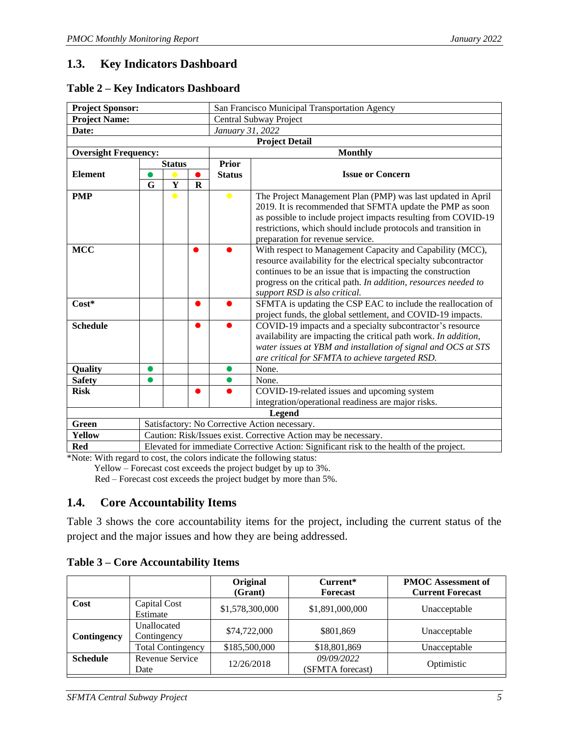## 1.3. Key Indicators Dashboard

**Table 2 – Key Indicators Dashboard**

| **Project Sponsor:** | | | | San Francisco Municipal Transportation Agency | |
|---|---|---|---|---|---|
| **Project Name:** | | | | Central Subway Project | |
| **Date:** | | | | *January 31, 2022* | |
| **Project Detail** | | | | | |
| **Oversight Frequency:** | | | | **Monthly** | |
| **Element** | **Status** ● **G** | ● **Y** | ● **R** | **Prior Status** | **Issue or Concern** |
| **PMP** | | ● | | ● | The Project Management Plan (PMP) was last updated in April 2019. It is recommended that SFMTA update the PMP as soon as possible to include project impacts resulting from COVID-19 restrictions, which should include protocols and transition in preparation for revenue service. |
| **MCC** | | | ● | ● | With respect to Management Capacity and Capability (MCC), resource availability for the electrical specialty subcontractor continues to be an issue that is impacting the construction progress on the critical path. *In addition, resources needed to support RSD is also critical.* |
| **Cost*** | | | ● | ● | SFMTA is updating the CSP EAC to include the reallocation of project funds, the global settlement, and COVID-19 impacts. |
| **Schedule** | | | ● | ● | COVID-19 impacts and a specialty subcontractor's resource availability are impacting the critical path work. *In addition, water issues at YBM and installation of signal and OCS at STS are critical for SFMTA to achieve targeted RSD.* |
| **Quality** | ● | | | ● | None. |
| **Safety** | ● | | | ● | None. |
| **Risk** | | | ● | ● | COVID-19-related issues and upcoming system integration/operational readiness are major risks. |
| **Legend** | | | | | |
| **Green** | Satisfactory: No Corrective Action necessary. | | | | |
| **Yellow** | Caution: Risk/Issues exist. Corrective Action may be necessary. | | | | |
| **Red** | Elevated for immediate Corrective Action: Significant risk to the health of the project. | | | | |

*Note: With regard to cost, the colors indicate the following status:
Yellow – Forecast cost exceeds the project budget by up to 3%.
Red – Forecast cost exceeds the project budget by more than 5%.

## 1.4. Core Accountability Items

Table 3 shows the core accountability items for the project, including the current status of the project and the major issues and how they are being addressed.

**Table 3 – Core Accountability Items**

| | | **Original (Grant)** | **Current* Forecast** | **PMOC Assessment of Current Forecast** |
|---|---|---|---|---|
| **Cost** | Capital Cost Estimate | $1,578,300,000 | $1,891,000,000 | Unacceptable |
| **Contingency** | Unallocated Contingency | $74,722,000 | $801,869 | Unacceptable |
| | Total Contingency | $185,500,000 | $18,801,869 | Unacceptable |
| **Schedule** | Revenue Service Date | 12/26/2018 | *09/09/2022* (SFMTA forecast) | Optimistic |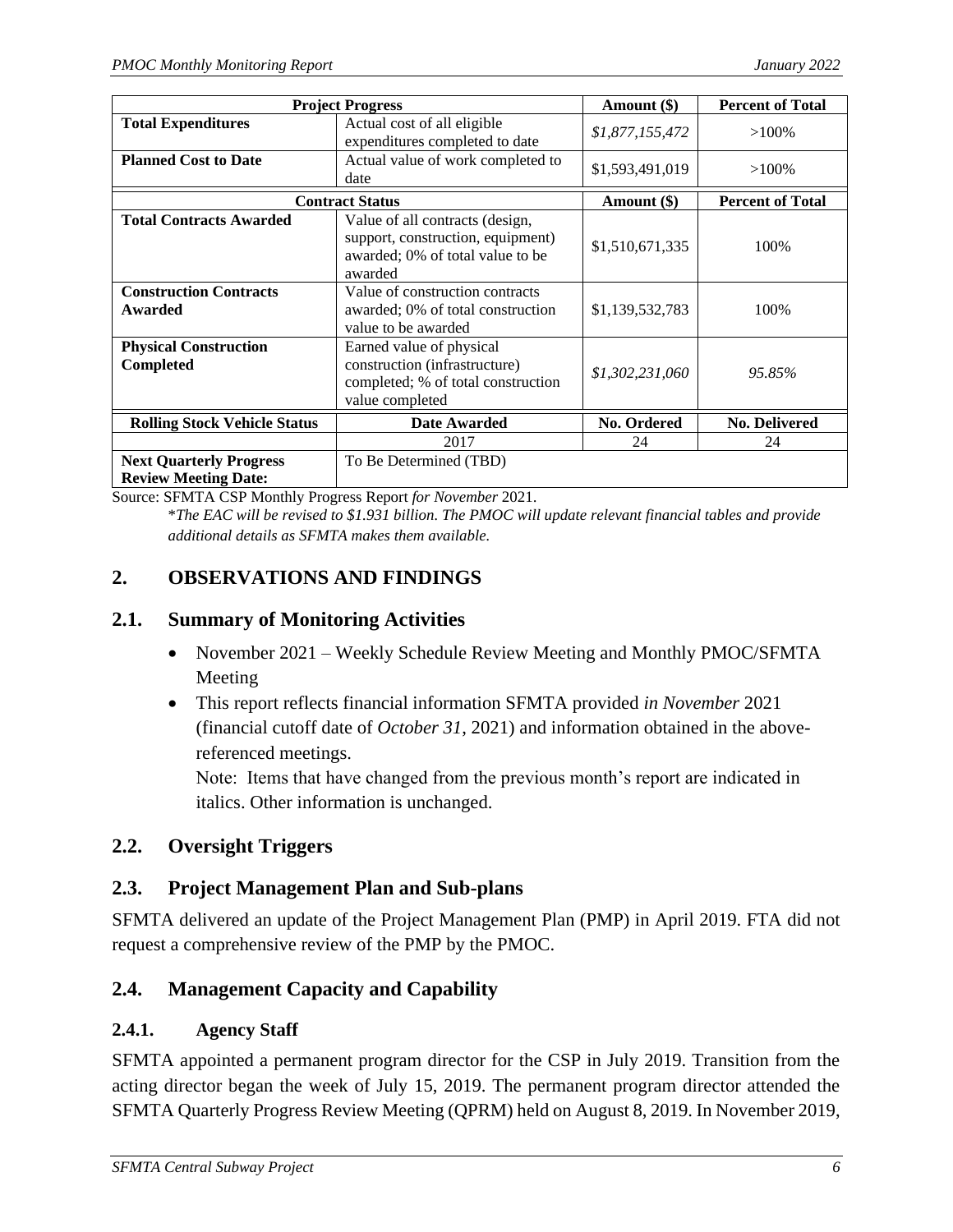| Project Progress | | Amount ($) | Percent of Total |
|---|---|---|---|
| **Total Expenditures** | Actual cost of all eligible expenditures completed to date | *$1,877,155,472* | >100% |
| **Planned Cost to Date** | Actual value of work completed to date | $1,593,491,019 | >100% |
| **Contract Status** | | **Amount ($)** | **Percent of Total** |
| **Total Contracts Awarded** | Value of all contracts (design, support, construction, equipment) awarded; 0% of total value to be awarded | $1,510,671,335 | 100% |
| **Construction Contracts Awarded** | Value of construction contracts awarded; 0% of total construction value to be awarded | $1,139,532,783 | 100% |
| **Physical Construction Completed** | Earned value of physical construction (infrastructure) completed; % of total construction value completed | *$1,302,231,060* | *95.85%* |
| **Rolling Stock Vehicle Status** | **Date Awarded** | **No. Ordered** | **No. Delivered** |
| | 2017 | 24 | 24 |
| **Next Quarterly Progress Review Meeting Date:** | To Be Determined (TBD) | | |

Source: SFMTA CSP Monthly Progress Report *for November* 2021.

\**The EAC will be revised to $1.931 billion. The PMOC will update relevant financial tables and provide additional details as SFMTA makes them available.*

## 2. OBSERVATIONS AND FINDINGS

### 2.1. Summary of Monitoring Activities

- November 2021 – Weekly Schedule Review Meeting and Monthly PMOC/SFMTA Meeting
- This report reflects financial information SFMTA provided *in November* 2021 (financial cutoff date of *October 31*, 2021) and information obtained in the above-referenced meetings.

  Note: Items that have changed from the previous month's report are indicated in italics. Other information is unchanged.

### 2.2. Oversight Triggers

### 2.3. Project Management Plan and Sub-plans

SFMTA delivered an update of the Project Management Plan (PMP) in April 2019. FTA did not request a comprehensive review of the PMP by the PMOC.

### 2.4. Management Capacity and Capability

#### 2.4.1. Agency Staff

SFMTA appointed a permanent program director for the CSP in July 2019. Transition from the acting director began the week of July 15, 2019. The permanent program director attended the SFMTA Quarterly Progress Review Meeting (QPRM) held on August 8, 2019. In November 2019,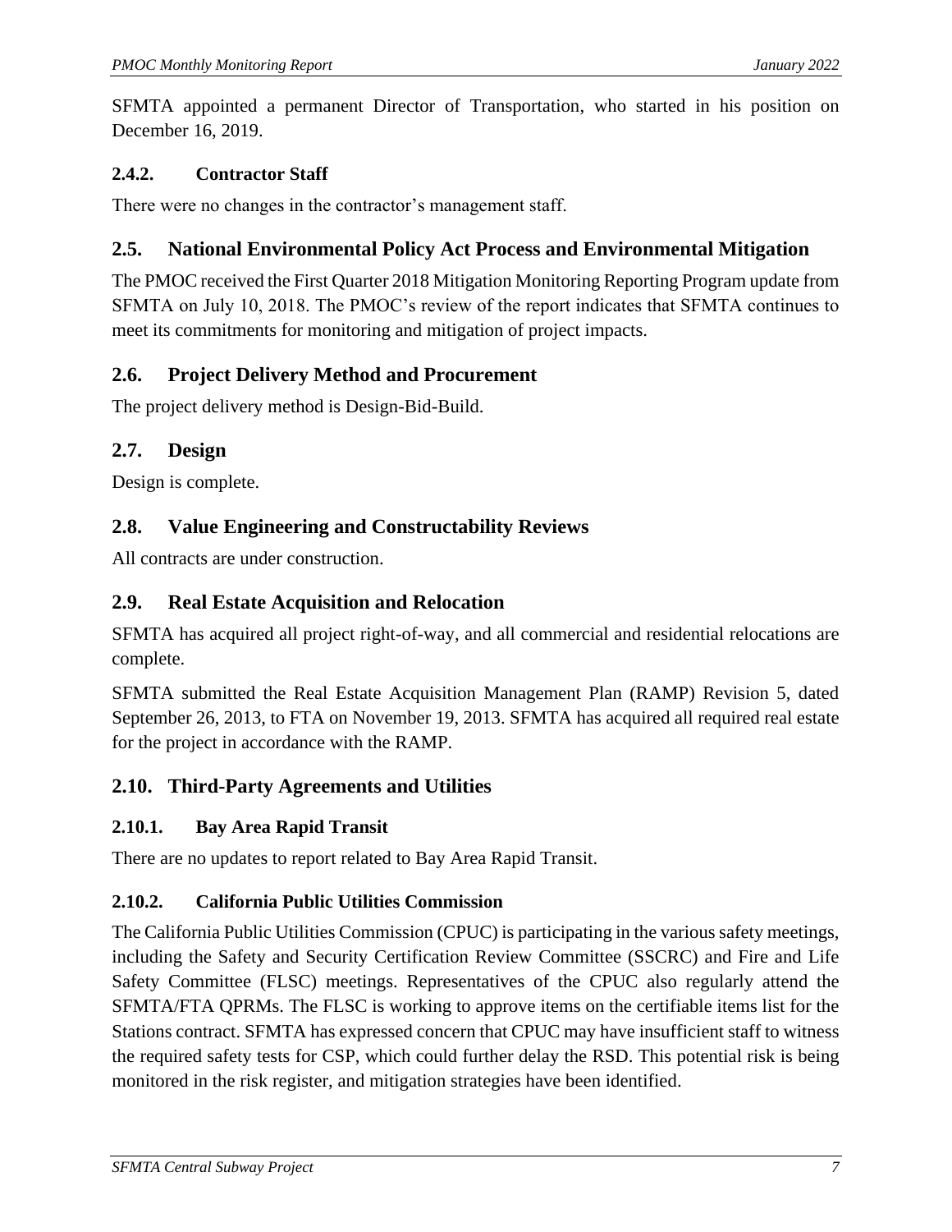SFMTA appointed a permanent Director of Transportation, who started in his position on December 16, 2019.

#### 2.4.2. Contractor Staff

There were no changes in the contractor's management staff.

### 2.5. National Environmental Policy Act Process and Environmental Mitigation

The PMOC received the First Quarter 2018 Mitigation Monitoring Reporting Program update from SFMTA on July 10, 2018. The PMOC's review of the report indicates that SFMTA continues to meet its commitments for monitoring and mitigation of project impacts.

### 2.6. Project Delivery Method and Procurement

The project delivery method is Design-Bid-Build.

### 2.7. Design

Design is complete.

### 2.8. Value Engineering and Constructability Reviews

All contracts are under construction.

### 2.9. Real Estate Acquisition and Relocation

SFMTA has acquired all project right-of-way, and all commercial and residential relocations are complete.

SFMTA submitted the Real Estate Acquisition Management Plan (RAMP) Revision 5, dated September 26, 2013, to FTA on November 19, 2013. SFMTA has acquired all required real estate for the project in accordance with the RAMP.

### 2.10. Third-Party Agreements and Utilities

#### 2.10.1. Bay Area Rapid Transit

There are no updates to report related to Bay Area Rapid Transit.

#### 2.10.2. California Public Utilities Commission

The California Public Utilities Commission (CPUC) is participating in the various safety meetings, including the Safety and Security Certification Review Committee (SSCRC) and Fire and Life Safety Committee (FLSC) meetings. Representatives of the CPUC also regularly attend the SFMTA/FTA QPRMs. The FLSC is working to approve items on the certifiable items list for the Stations contract. SFMTA has expressed concern that CPUC may have insufficient staff to witness the required safety tests for CSP, which could further delay the RSD. This potential risk is being monitored in the risk register, and mitigation strategies have been identified.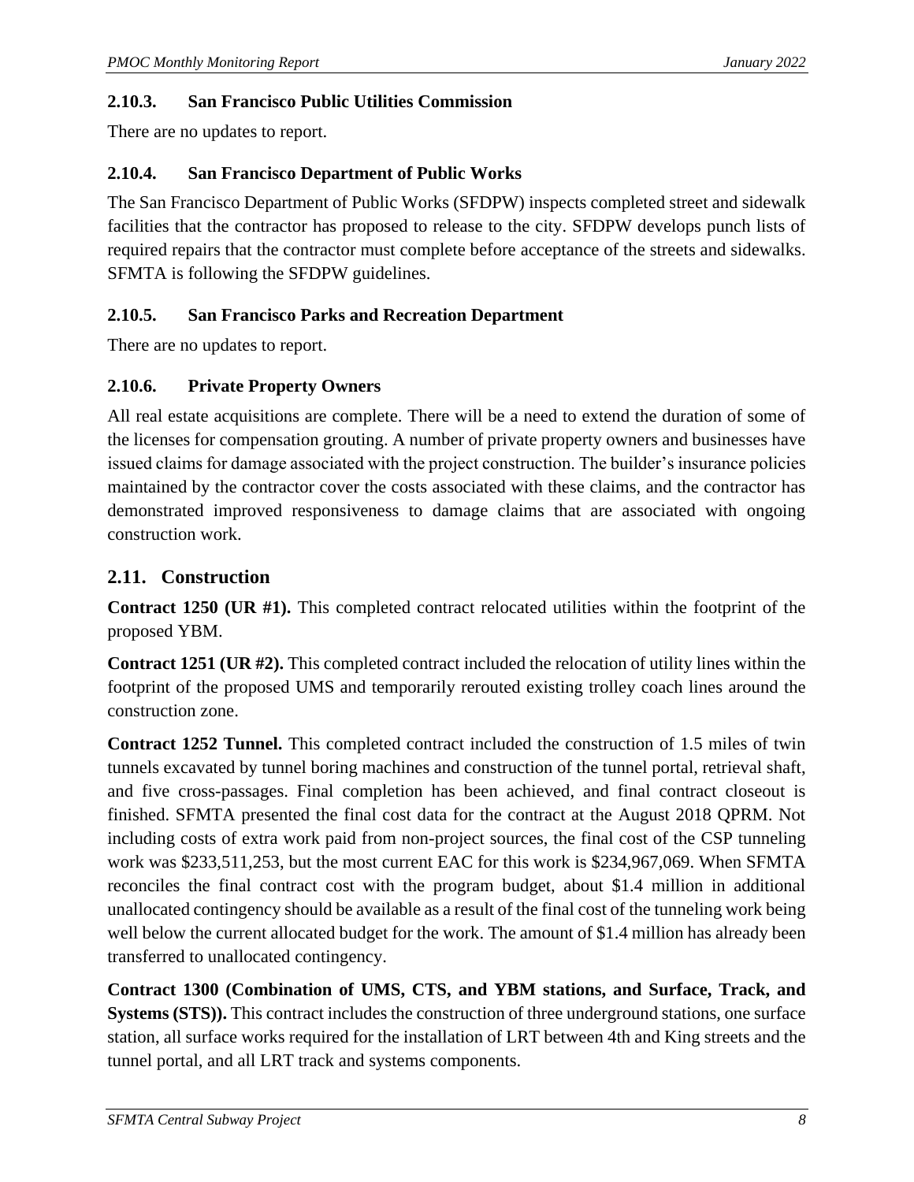#### 2.10.3. San Francisco Public Utilities Commission

There are no updates to report.

#### 2.10.4. San Francisco Department of Public Works

The San Francisco Department of Public Works (SFDPW) inspects completed street and sidewalk facilities that the contractor has proposed to release to the city. SFDPW develops punch lists of required repairs that the contractor must complete before acceptance of the streets and sidewalks. SFMTA is following the SFDPW guidelines.

#### 2.10.5. San Francisco Parks and Recreation Department

There are no updates to report.

#### 2.10.6. Private Property Owners

All real estate acquisitions are complete. There will be a need to extend the duration of some of the licenses for compensation grouting. A number of private property owners and businesses have issued claims for damage associated with the project construction. The builder's insurance policies maintained by the contractor cover the costs associated with these claims, and the contractor has demonstrated improved responsiveness to damage claims that are associated with ongoing construction work.

### 2.11. Construction

**Contract 1250 (UR #1).** This completed contract relocated utilities within the footprint of the proposed YBM.

**Contract 1251 (UR #2).** This completed contract included the relocation of utility lines within the footprint of the proposed UMS and temporarily rerouted existing trolley coach lines around the construction zone.

**Contract 1252 Tunnel.** This completed contract included the construction of 1.5 miles of twin tunnels excavated by tunnel boring machines and construction of the tunnel portal, retrieval shaft, and five cross-passages. Final completion has been achieved, and final contract closeout is finished. SFMTA presented the final cost data for the contract at the August 2018 QPRM. Not including costs of extra work paid from non-project sources, the final cost of the CSP tunneling work was $233,511,253, but the most current EAC for this work is $234,967,069. When SFMTA reconciles the final contract cost with the program budget, about $1.4 million in additional unallocated contingency should be available as a result of the final cost of the tunneling work being well below the current allocated budget for the work. The amount of $1.4 million has already been transferred to unallocated contingency.

**Contract 1300 (Combination of UMS, CTS, and YBM stations, and Surface, Track, and Systems (STS)).** This contract includes the construction of three underground stations, one surface station, all surface works required for the installation of LRT between 4th and King streets and the tunnel portal, and all LRT track and systems components.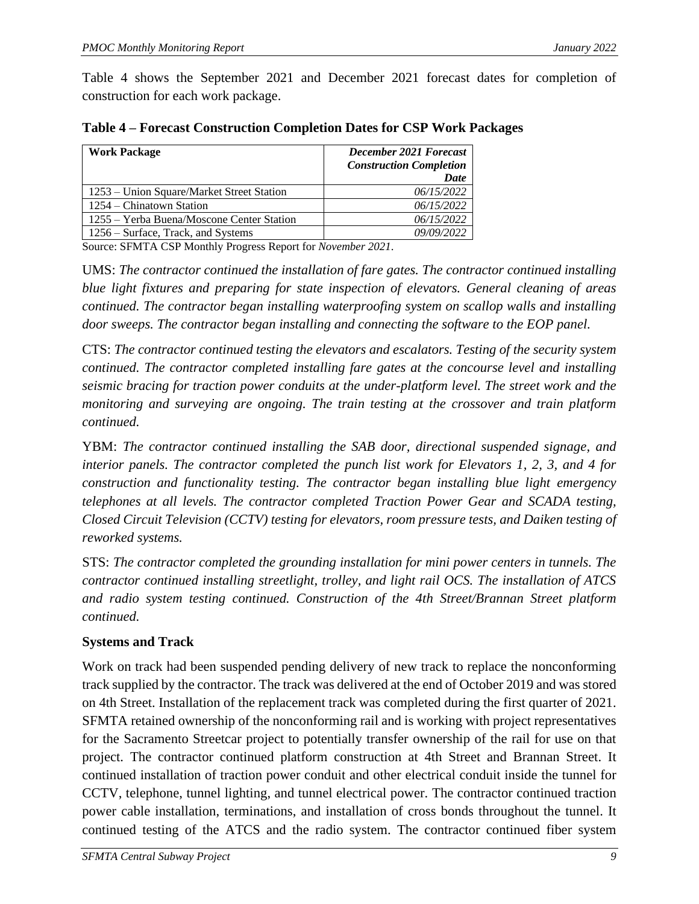Table 4 shows the September 2021 and December 2021 forecast dates for completion of construction for each work package.

**Table 4 – Forecast Construction Completion Dates for CSP Work Packages**

| Work Package | *December 2021 Forecast Construction Completion Date* |
|---|---|
| 1253 – Union Square/Market Street Station | *06/15/2022* |
| 1254 – Chinatown Station | *06/15/2022* |
| 1255 – Yerba Buena/Moscone Center Station | *06/15/2022* |
| 1256 – Surface, Track, and Systems | *09/09/2022* |

Source: SFMTA CSP Monthly Progress Report for *November 2021*.

UMS: *The contractor continued the installation of fare gates. The contractor continued installing blue light fixtures and preparing for state inspection of elevators. General cleaning of areas continued. The contractor began installing waterproofing system on scallop walls and installing door sweeps. The contractor began installing and connecting the software to the EOP panel.*

CTS: *The contractor continued testing the elevators and escalators. Testing of the security system continued. The contractor completed installing fare gates at the concourse level and installing seismic bracing for traction power conduits at the under-platform level. The street work and the monitoring and surveying are ongoing. The train testing at the crossover and train platform continued.*

YBM: *The contractor continued installing the SAB door, directional suspended signage, and interior panels. The contractor completed the punch list work for Elevators 1, 2, 3, and 4 for construction and functionality testing. The contractor began installing blue light emergency telephones at all levels. The contractor completed Traction Power Gear and SCADA testing, Closed Circuit Television (CCTV) testing for elevators, room pressure tests, and Daiken testing of reworked systems.*

STS: *The contractor completed the grounding installation for mini power centers in tunnels. The contractor continued installing streetlight, trolley, and light rail OCS. The installation of ATCS and radio system testing continued. Construction of the 4th Street/Brannan Street platform continued.*

**Systems and Track**

Work on track had been suspended pending delivery of new track to replace the nonconforming track supplied by the contractor. The track was delivered at the end of October 2019 and was stored on 4th Street. Installation of the replacement track was completed during the first quarter of 2021. SFMTA retained ownership of the nonconforming rail and is working with project representatives for the Sacramento Streetcar project to potentially transfer ownership of the rail for use on that project. The contractor continued platform construction at 4th Street and Brannan Street. It continued installation of traction power conduit and other electrical conduit inside the tunnel for CCTV, telephone, tunnel lighting, and tunnel electrical power. The contractor continued traction power cable installation, terminations, and installation of cross bonds throughout the tunnel. It continued testing of the ATCS and the radio system. The contractor continued fiber system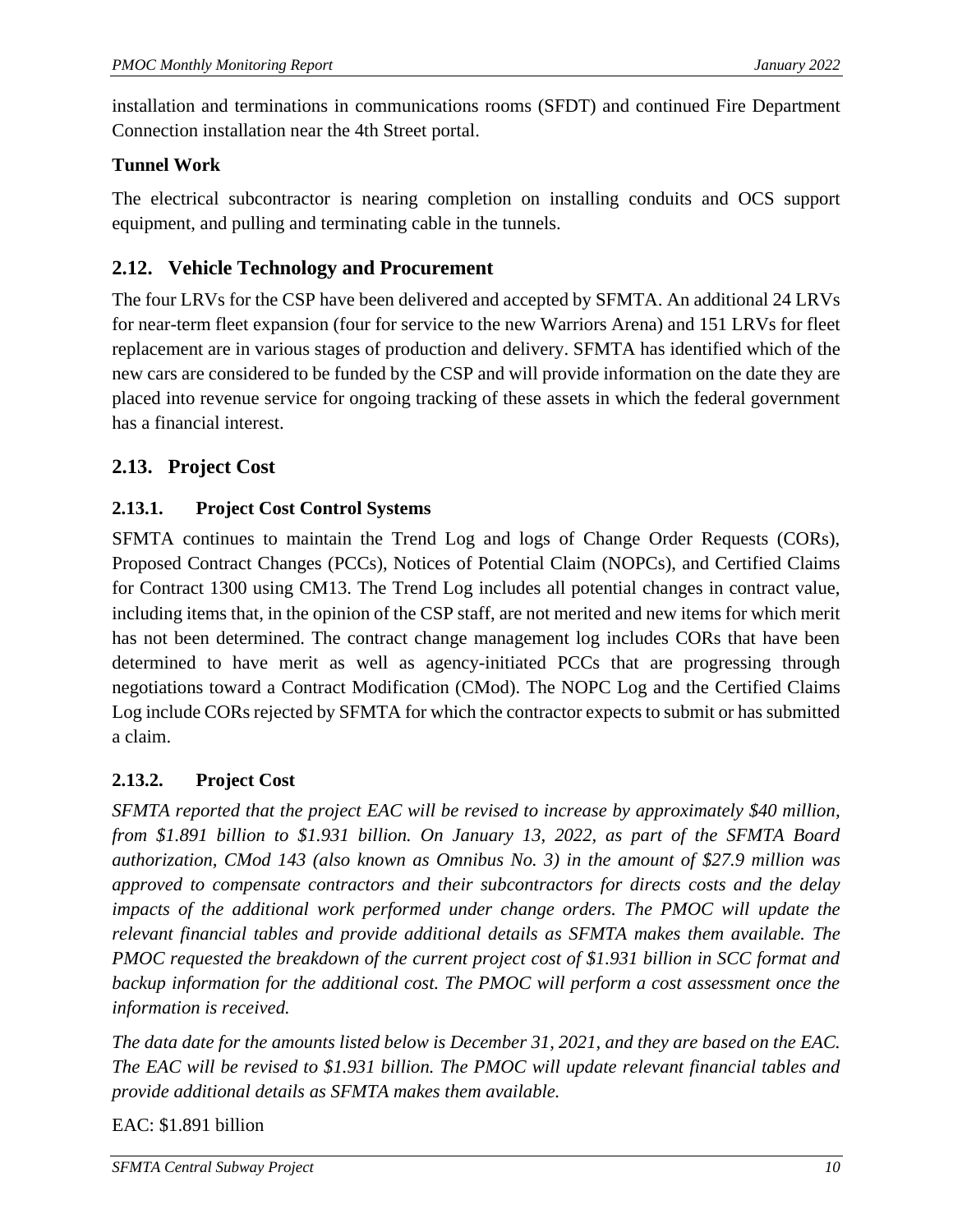installation and terminations in communications rooms (SFDT) and continued Fire Department Connection installation near the 4th Street portal.

**Tunnel Work**

The electrical subcontractor is nearing completion on installing conduits and OCS support equipment, and pulling and terminating cable in the tunnels.

## 2.12. Vehicle Technology and Procurement

The four LRVs for the CSP have been delivered and accepted by SFMTA. An additional 24 LRVs for near-term fleet expansion (four for service to the new Warriors Arena) and 151 LRVs for fleet replacement are in various stages of production and delivery. SFMTA has identified which of the new cars are considered to be funded by the CSP and will provide information on the date they are placed into revenue service for ongoing tracking of these assets in which the federal government has a financial interest.

## 2.13. Project Cost

### 2.13.1. Project Cost Control Systems

SFMTA continues to maintain the Trend Log and logs of Change Order Requests (CORs), Proposed Contract Changes (PCCs), Notices of Potential Claim (NOPCs), and Certified Claims for Contract 1300 using CM13. The Trend Log includes all potential changes in contract value, including items that, in the opinion of the CSP staff, are not merited and new items for which merit has not been determined. The contract change management log includes CORs that have been determined to have merit as well as agency-initiated PCCs that are progressing through negotiations toward a Contract Modification (CMod). The NOPC Log and the Certified Claims Log include CORs rejected by SFMTA for which the contractor expects to submit or has submitted a claim.

### 2.13.2. Project Cost

*SFMTA reported that the project EAC will be revised to increase by approximately $40 million, from $1.891 billion to $1.931 billion. On January 13, 2022, as part of the SFMTA Board authorization, CMod 143 (also known as Omnibus No. 3) in the amount of $27.9 million was approved to compensate contractors and their subcontractors for directs costs and the delay impacts of the additional work performed under change orders. The PMOC will update the relevant financial tables and provide additional details as SFMTA makes them available. The PMOC requested the breakdown of the current project cost of $1.931 billion in SCC format and backup information for the additional cost. The PMOC will perform a cost assessment once the information is received.*

*The data date for the amounts listed below is December 31, 2021, and they are based on the EAC. The EAC will be revised to $1.931 billion. The PMOC will update relevant financial tables and provide additional details as SFMTA makes them available.*

EAC: $1.891 billion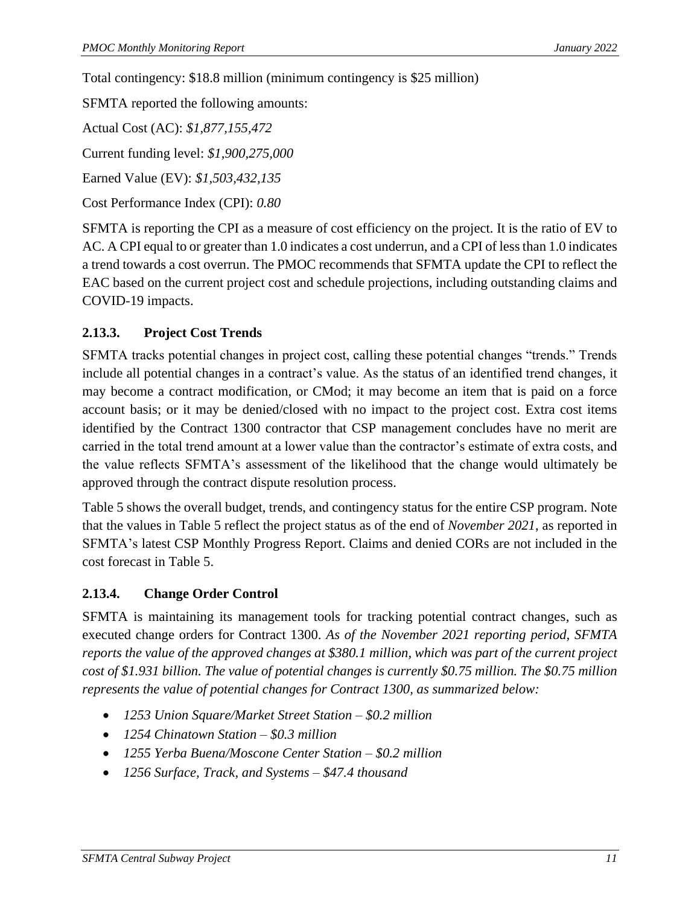Total contingency: $18.8 million (minimum contingency is $25 million)

SFMTA reported the following amounts:

Actual Cost (AC): *$1,877,155,472*

Current funding level: *$1,900,275,000*

Earned Value (EV): *$1,503,432,135*

Cost Performance Index (CPI): *0.80*

SFMTA is reporting the CPI as a measure of cost efficiency on the project. It is the ratio of EV to AC. A CPI equal to or greater than 1.0 indicates a cost underrun, and a CPI of less than 1.0 indicates a trend towards a cost overrun. The PMOC recommends that SFMTA update the CPI to reflect the EAC based on the current project cost and schedule projections, including outstanding claims and COVID-19 impacts.

### 2.13.3. Project Cost Trends

SFMTA tracks potential changes in project cost, calling these potential changes "trends." Trends include all potential changes in a contract's value. As the status of an identified trend changes, it may become a contract modification, or CMod; it may become an item that is paid on a force account basis; or it may be denied/closed with no impact to the project cost. Extra cost items identified by the Contract 1300 contractor that CSP management concludes have no merit are carried in the total trend amount at a lower value than the contractor's estimate of extra costs, and the value reflects SFMTA's assessment of the likelihood that the change would ultimately be approved through the contract dispute resolution process.

Table 5 shows the overall budget, trends, and contingency status for the entire CSP program. Note that the values in Table 5 reflect the project status as of the end of *November 2021*, as reported in SFMTA's latest CSP Monthly Progress Report. Claims and denied CORs are not included in the cost forecast in Table 5.

### 2.13.4. Change Order Control

SFMTA is maintaining its management tools for tracking potential contract changes, such as executed change orders for Contract 1300. *As of the November 2021 reporting period, SFMTA reports the value of the approved changes at $380.1 million, which was part of the current project cost of $1.931 billion. The value of potential changes is currently $0.75 million. The $0.75 million represents the value of potential changes for Contract 1300, as summarized below:*

- *1253 Union Square/Market Street Station – $0.2 million*
- *1254 Chinatown Station – $0.3 million*
- *1255 Yerba Buena/Moscone Center Station – $0.2 million*
- *1256 Surface, Track, and Systems – $47.4 thousand*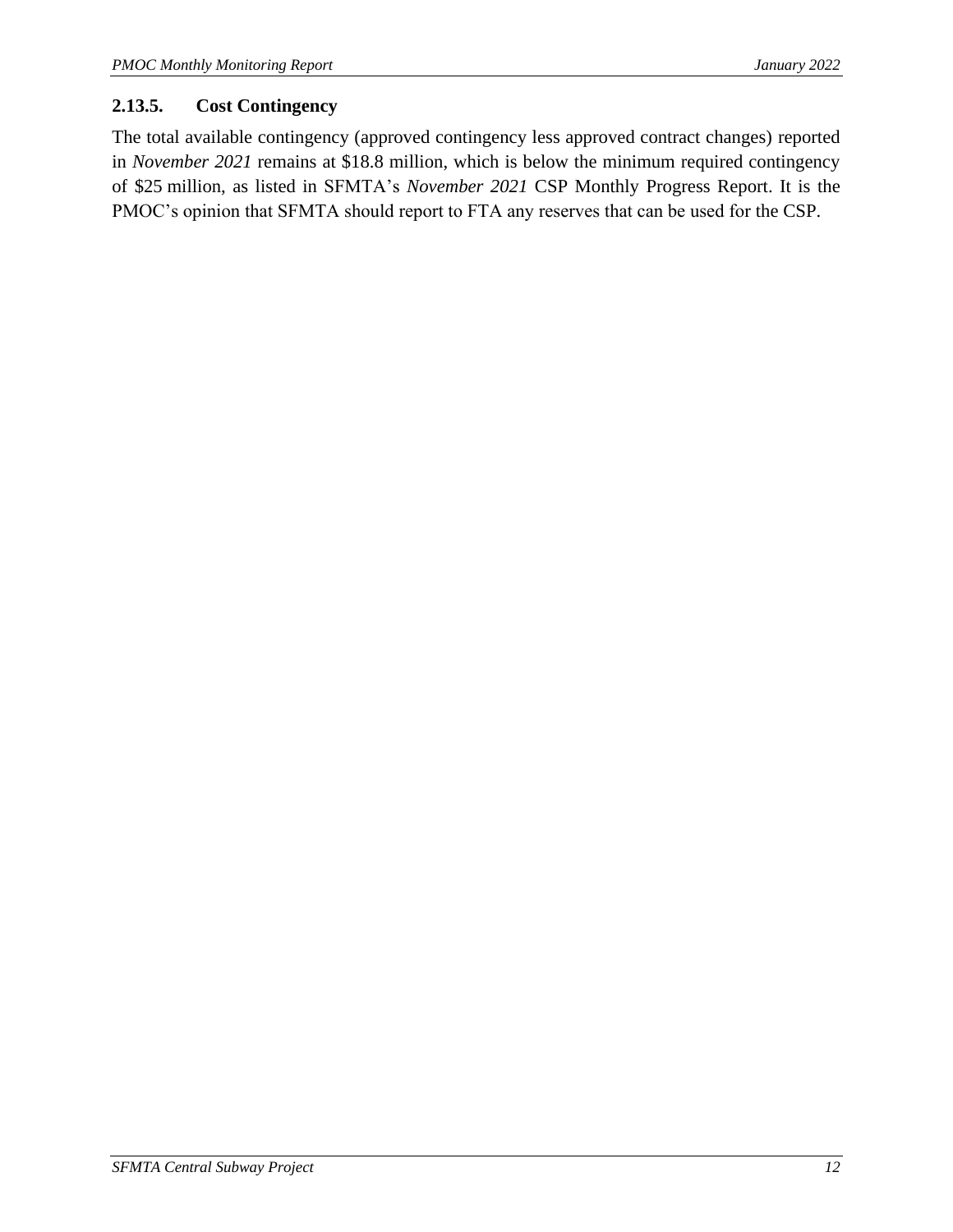#### 2.13.5. Cost Contingency

The total available contingency (approved contingency less approved contract changes) reported in *November 2021* remains at $18.8 million, which is below the minimum required contingency of $25 million, as listed in SFMTA's *November 2021* CSP Monthly Progress Report. It is the PMOC's opinion that SFMTA should report to FTA any reserves that can be used for the CSP.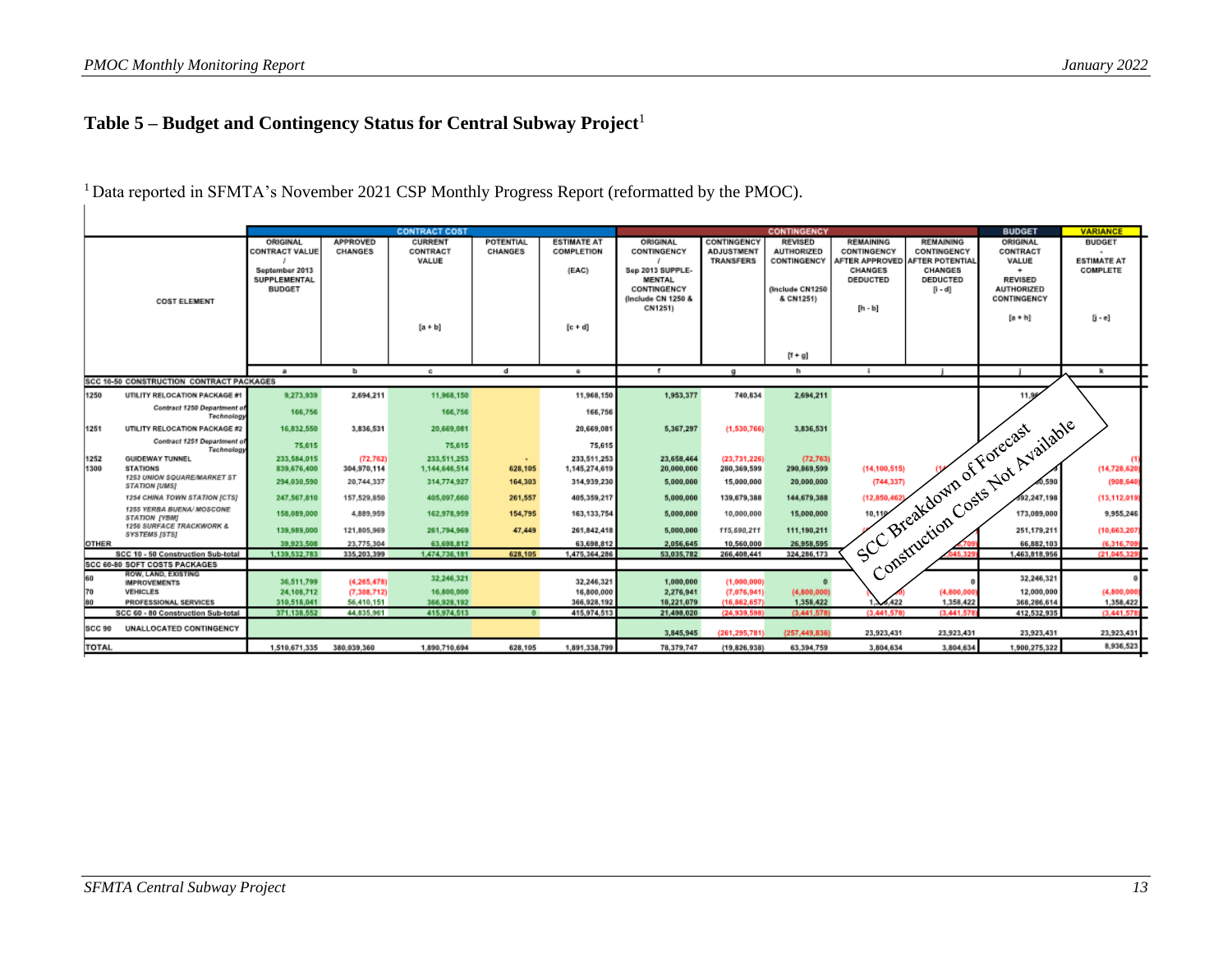## Table 5 – Budget and Contingency Status for Central Subway Project[1]

[1] Data reported in SFMTA's November 2021 CSP Monthly Progress Report (reformatted by the PMOC).

| COST ELEMENT | | CONTRACT COST | | | | | CONTINGENCY | | | | | BUDGET | VARIANCE |
|---|---|---|---|---|---|---|---|---|---|---|---|---|---|
| | | ORIGINAL CONTRACT VALUE / September 2013 SUPPLEMENTAL BUDGET | APPROVED CHANGES | CURRENT CONTRACT VALUE [a + b] | POTENTIAL CHANGES | ESTIMATE AT COMPLETION (EAC) [c + d] | ORIGINAL CONTINGENCY / Sep 2013 SUPPLE-MENTAL CONTINGENCY (Include CN 1250 & CN1251) | CONTINGENCY ADJUSTMENT TRANSFERS | REVISED AUTHORIZED CONTINGENCY (Include CN1250 & CN1251) [f + g] | REMAINING CONTINGENCY AFTER APPROVED CHANGES DEDUCTED [h - b] | REMAINING CONTINGENCY AFTER POTENTIAL CHANGES DEDUCTED [i - d] | ORIGINAL CONTRACT VALUE + REVISED AUTHORIZED CONTINGENCY [a + h] | BUDGET - ESTIMATE AT COMPLETE [j - e] |
| | | a | b | c | d | e | f | g | h | i | j | j | k |
| SCC 10-50 CONSTRUCTION CONTRACT PACKAGES | | | | | | | | | | | | | |
| 1250 | UTILITY RELOCATION PACKAGE #1 | 9,273,939 | 2,694,211 | 11,968,150 | | 11,968,150 | 1,953,377 | 740,834 | 2,694,211 | | | 11,9... | |
| | Contract 1250 Department of Technology | 166,756 | | 166,756 | | 166,756 | | | | | | | |
| 1251 | UTILITY RELOCATION PACKAGE #2 | 16,832,550 | 3,836,531 | 20,669,081 | | 20,669,081 | 5,367,297 | (1,530,766) | 3,836,531 | | | | |
| | Contract 1251 Department of Technology | 75,615 | | 75,615 | | 75,615 | | | | | | | |
| 1252 | GUIDEWAY TUNNEL | 233,584,015 | (72,762) | 233,511,253 | - | 233,511,253 | 23,658,464 | (23,731,226) | (72,763) | | | | (1) |
| 1300 | STATIONS | 839,676,400 | 304,970,114 | 1,144,646,514 | 628,105 | 1,145,274,619 | 20,000,000 | 280,369,599 | 290,869,599 | (14,100,515) | (1... | | (14,728,620) |
| | 1253 UNION SQUARE/MARKET ST STATION [UMS] | 294,030,590 | 20,744,337 | 314,774,927 | 164,303 | 314,939,230 | 5,000,000 | 15,000,000 | 20,000,000 | (744,337) | | ...0,590 | (908,640) |
| | 1254 CHINA TOWN STATION [CTS] | 247,567,810 | 157,529,850 | 405,097,660 | 261,557 | 405,359,217 | 5,000,000 | 139,679,388 | 144,679,388 | (12,850,462) | | ...92,247,198 | (13,112,019) |
| | 1255 YERBA BUENA/ MOSCONE STATION [YBM] | 158,089,000 | 4,889,959 | 162,978,959 | 154,795 | 163,133,754 | 5,000,000 | 10,000,000 | 15,000,000 | 10,11... | | 173,089,000 | 9,955,246 |
| | 1256 SURFACE TRACKWORK & SYSTEMS [STS] | 139,989,000 | 121,805,969 | 261,794,969 | 47,449 | 261,842,418 | 5,000,000 | 115,690,211 | 111,190,211 | | | 251,179,211 | (10,663,207) |
| OTHER | | 39,923,508 | 23,775,304 | 63,698,812 | | 63,698,812 | 2,056,645 | 10,560,000 | 26,958,595 | | ...,709) | 66,882,103 | (6,316,709) |
| | SCC 10 - 50 Construction Sub-total | 1,139,532,783 | 335,203,399 | 1,474,736,181 | 628,105 | 1,475,364,286 | 53,035,782 | 266,408,441 | 324,286,173 | | ...045,329) | 1,463,818,956 | (21,045,329) |
| SCC 60-80 SOFT COSTS PACKAGES | | | | | | | | | | | | | |
| 60 | ROW, LAND, EXISTING IMPROVEMENTS | 36,511,799 | (4,265,478) | 32,246,321 | | 32,246,321 | 1,000,000 | (1,000,000) | 0 | | 0 | 32,246,321 | 0 |
| 70 | VEHICLES | 24,108,712 | (7,308,712) | 16,800,000 | | 16,800,000 | 2,276,941 | (7,076,941) | (4,800,000) | ...0) | (4,800,000) | 12,000,000 | (4,800,000) |
| 80 | PROFESSIONAL SERVICES | 310,518,041 | 56,410,151 | 366,928,192 | | 366,928,192 | 18,221,079 | (16,862,657) | 1,358,422 | 1,...,422 | 1,358,422 | 368,286,614 | 1,358,422 |
| | SCC 60 - 80 Construction Sub-total | 371,138,552 | 44,835,961 | 415,974,513 | 0 | 415,974,513 | 21,498,020 | (24,939,598) | (3,441,578) | (3,441,578) | (3,441,578) | 412,532,935 | (3,441,578) |
| SCC 90 | UNALLOCATED CONTINGENCY | | | | | | 3,845,945 | (261,295,781) | (257,449,836) | 23,923,431 | 23,923,431 | 23,923,431 | 23,923,431 |
| TOTAL | | 1,510,671,335 | 380,039,360 | 1,890,710,694 | 628,105 | 1,891,338,799 | 78,379,747 | (19,826,938) | 63,394,759 | 3,804,634 | 3,804,634 | 1,900,275,322 | 8,936,523 |

SCC Breakdown of Forecast Construction Costs Not Available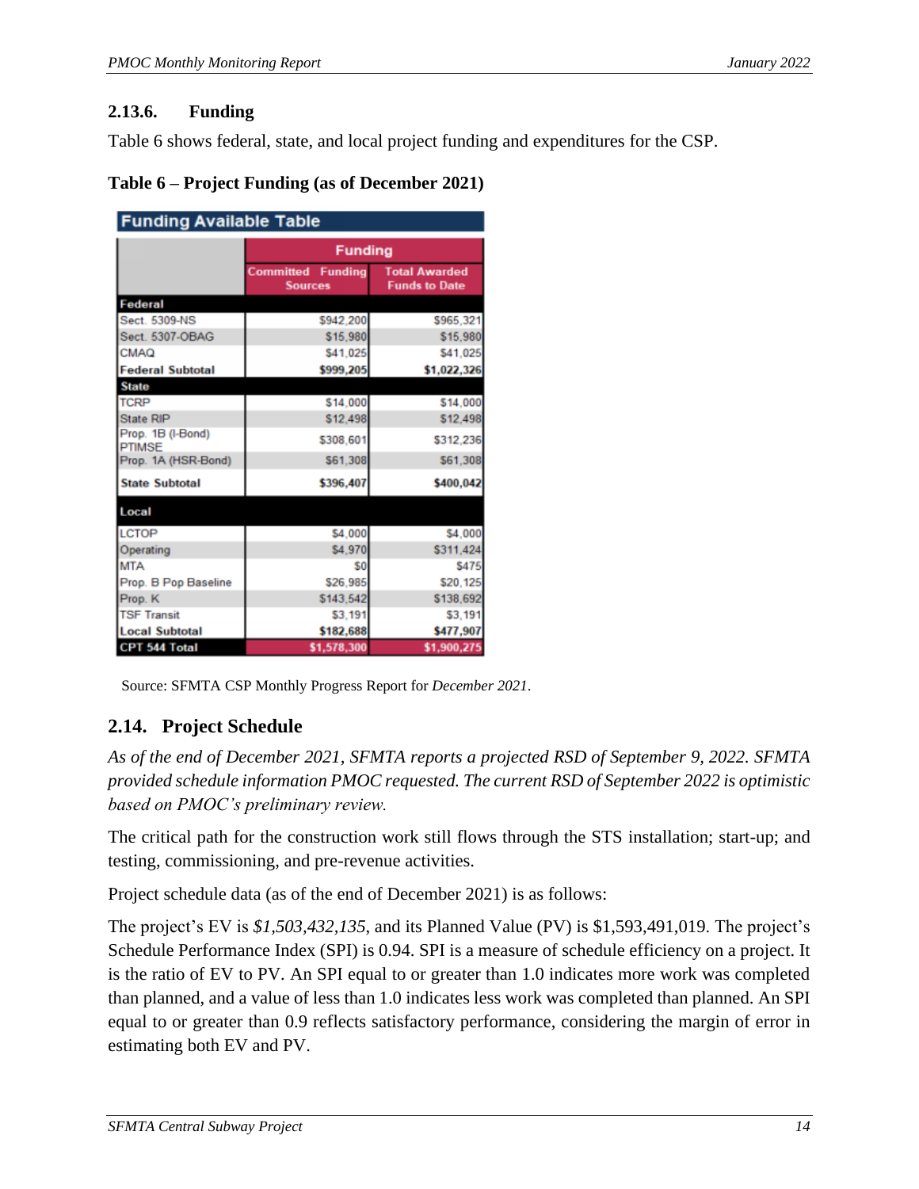### 2.13.6. Funding

Table 6 shows federal, state, and local project funding and expenditures for the CSP.

**Table 6 – Project Funding (as of December 2021)**

| Funding Available Table | Funding | |
|---|---|---|
| | Committed Funding Sources | Total Awarded Funds to Date |
| **Federal** | | |
| Sect. 5309-NS | $942,200 | $965,321 |
| Sect. 5307-OBAG | $15,980 | $15,980 |
| CMAQ | $41,025 | $41,025 |
| **Federal Subtotal** | **$999,205** | **$1,022,326** |
| **State** | | |
| TCRP | $14,000 | $14,000 |
| State RIP | $12,498 | $12,498 |
| Prop. 1B (I-Bond) PTIMSE | $308,601 | $312,236 |
| Prop. 1A (HSR-Bond) | $61,308 | $61,308 |
| **State Subtotal** | **$396,407** | **$400,042** |
| **Local** | | |
| LCTOP | $4,000 | $4,000 |
| Operating | $4,970 | $311,424 |
| MTA | $0 | $475 |
| Prop. B Pop Baseline | $26,985 | $20,125 |
| Prop. K | $143,542 | $138,692 |
| TSF Transit | $3,191 | $3,191 |
| **Local Subtotal** | **$182,688** | **$477,907** |
| **CPT 544 Total** | **$1,578,300** | **$1,900,275** |

Source: SFMTA CSP Monthly Progress Report for *December 2021*.

## 2.14. Project Schedule

*As of the end of December 2021, SFMTA reports a projected RSD of September 9, 2022. SFMTA provided schedule information PMOC requested. The current RSD of September 2022 is optimistic based on PMOC's preliminary review.*

The critical path for the construction work still flows through the STS installation; start-up; and testing, commissioning, and pre-revenue activities.

Project schedule data (as of the end of December 2021) is as follows:

The project's EV is *$1,503,432,135*, and its Planned Value (PV) is $1,593,491,019. The project's Schedule Performance Index (SPI) is 0.94. SPI is a measure of schedule efficiency on a project. It is the ratio of EV to PV. An SPI equal to or greater than 1.0 indicates more work was completed than planned, and a value of less than 1.0 indicates less work was completed than planned. An SPI equal to or greater than 0.9 reflects satisfactory performance, considering the margin of error in estimating both EV and PV.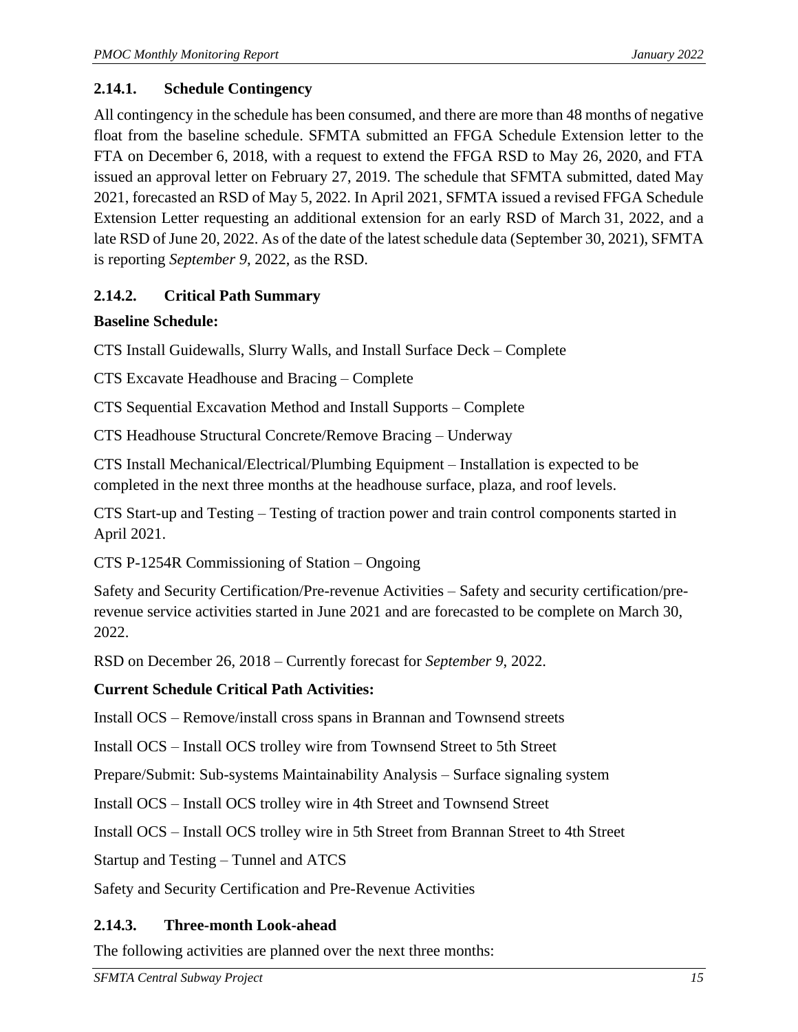### 2.14.1. Schedule Contingency

All contingency in the schedule has been consumed, and there are more than 48 months of negative float from the baseline schedule. SFMTA submitted an FFGA Schedule Extension letter to the FTA on December 6, 2018, with a request to extend the FFGA RSD to May 26, 2020, and FTA issued an approval letter on February 27, 2019. The schedule that SFMTA submitted, dated May 2021, forecasted an RSD of May 5, 2022. In April 2021, SFMTA issued a revised FFGA Schedule Extension Letter requesting an additional extension for an early RSD of March 31, 2022, and a late RSD of June 20, 2022. As of the date of the latest schedule data (September 30, 2021), SFMTA is reporting *September 9*, 2022, as the RSD.

### 2.14.2. Critical Path Summary

**Baseline Schedule:**

CTS Install Guidewalls, Slurry Walls, and Install Surface Deck – Complete

CTS Excavate Headhouse and Bracing – Complete

CTS Sequential Excavation Method and Install Supports – Complete

CTS Headhouse Structural Concrete/Remove Bracing – Underway

CTS Install Mechanical/Electrical/Plumbing Equipment – Installation is expected to be completed in the next three months at the headhouse surface, plaza, and roof levels.

CTS Start-up and Testing – Testing of traction power and train control components started in April 2021.

CTS P-1254R Commissioning of Station – Ongoing

Safety and Security Certification/Pre-revenue Activities – Safety and security certification/pre-revenue service activities started in June 2021 and are forecasted to be complete on March 30, 2022.

RSD on December 26, 2018 – Currently forecast for *September 9*, 2022.

**Current Schedule Critical Path Activities:**

Install OCS – Remove/install cross spans in Brannan and Townsend streets

Install OCS – Install OCS trolley wire from Townsend Street to 5th Street

Prepare/Submit: Sub-systems Maintainability Analysis – Surface signaling system

Install OCS – Install OCS trolley wire in 4th Street and Townsend Street

Install OCS – Install OCS trolley wire in 5th Street from Brannan Street to 4th Street

Startup and Testing – Tunnel and ATCS

Safety and Security Certification and Pre-Revenue Activities

### 2.14.3. Three-month Look-ahead

The following activities are planned over the next three months: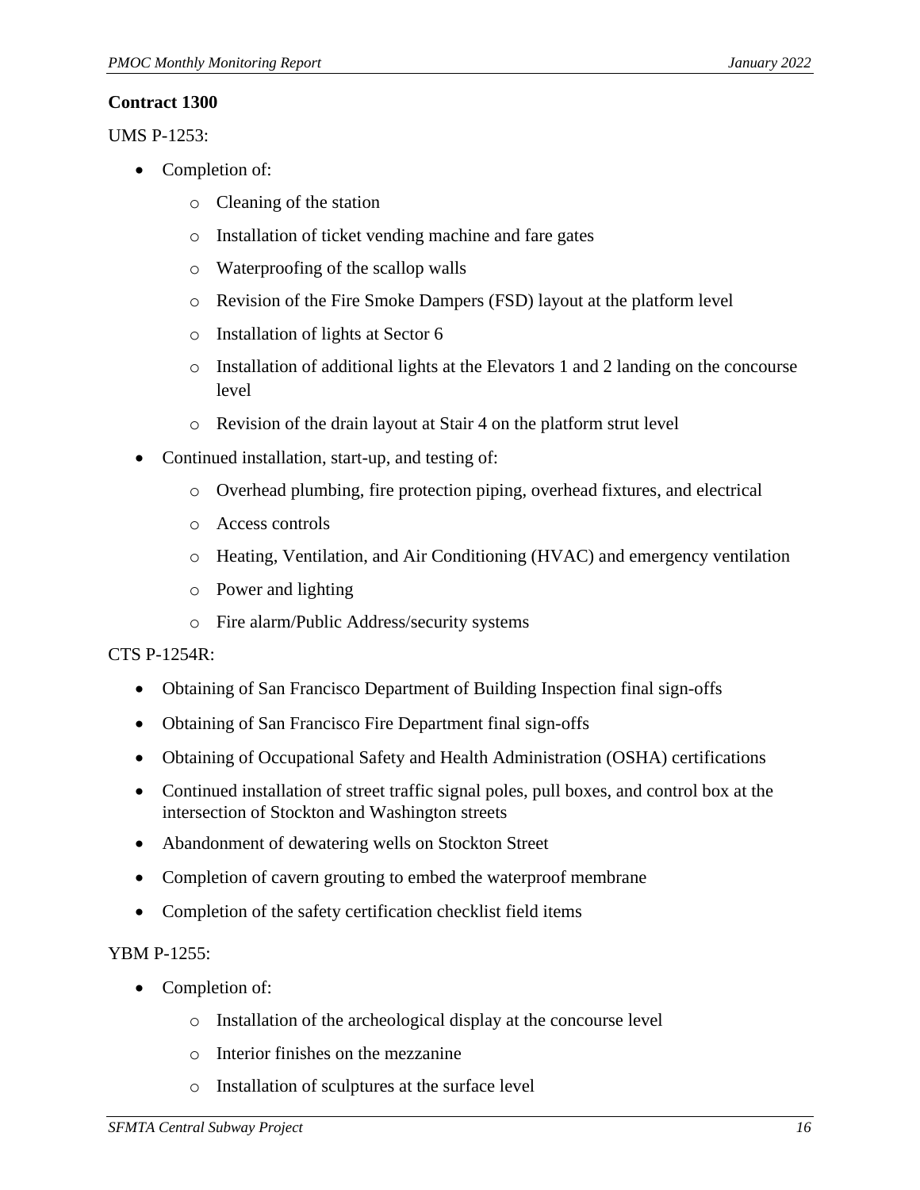**Contract 1300**

UMS P-1253:

- Completion of:
  - Cleaning of the station
  - Installation of ticket vending machine and fare gates
  - Waterproofing of the scallop walls
  - Revision of the Fire Smoke Dampers (FSD) layout at the platform level
  - Installation of lights at Sector 6
  - Installation of additional lights at the Elevators 1 and 2 landing on the concourse level
  - Revision of the drain layout at Stair 4 on the platform strut level
- Continued installation, start-up, and testing of:
  - Overhead plumbing, fire protection piping, overhead fixtures, and electrical
  - Access controls
  - Heating, Ventilation, and Air Conditioning (HVAC) and emergency ventilation
  - Power and lighting
  - Fire alarm/Public Address/security systems

CTS P-1254R:

- Obtaining of San Francisco Department of Building Inspection final sign-offs
- Obtaining of San Francisco Fire Department final sign-offs
- Obtaining of Occupational Safety and Health Administration (OSHA) certifications
- Continued installation of street traffic signal poles, pull boxes, and control box at the intersection of Stockton and Washington streets
- Abandonment of dewatering wells on Stockton Street
- Completion of cavern grouting to embed the waterproof membrane
- Completion of the safety certification checklist field items

YBM P-1255:

- Completion of:
  - Installation of the archeological display at the concourse level
  - Interior finishes on the mezzanine
  - Installation of sculptures at the surface level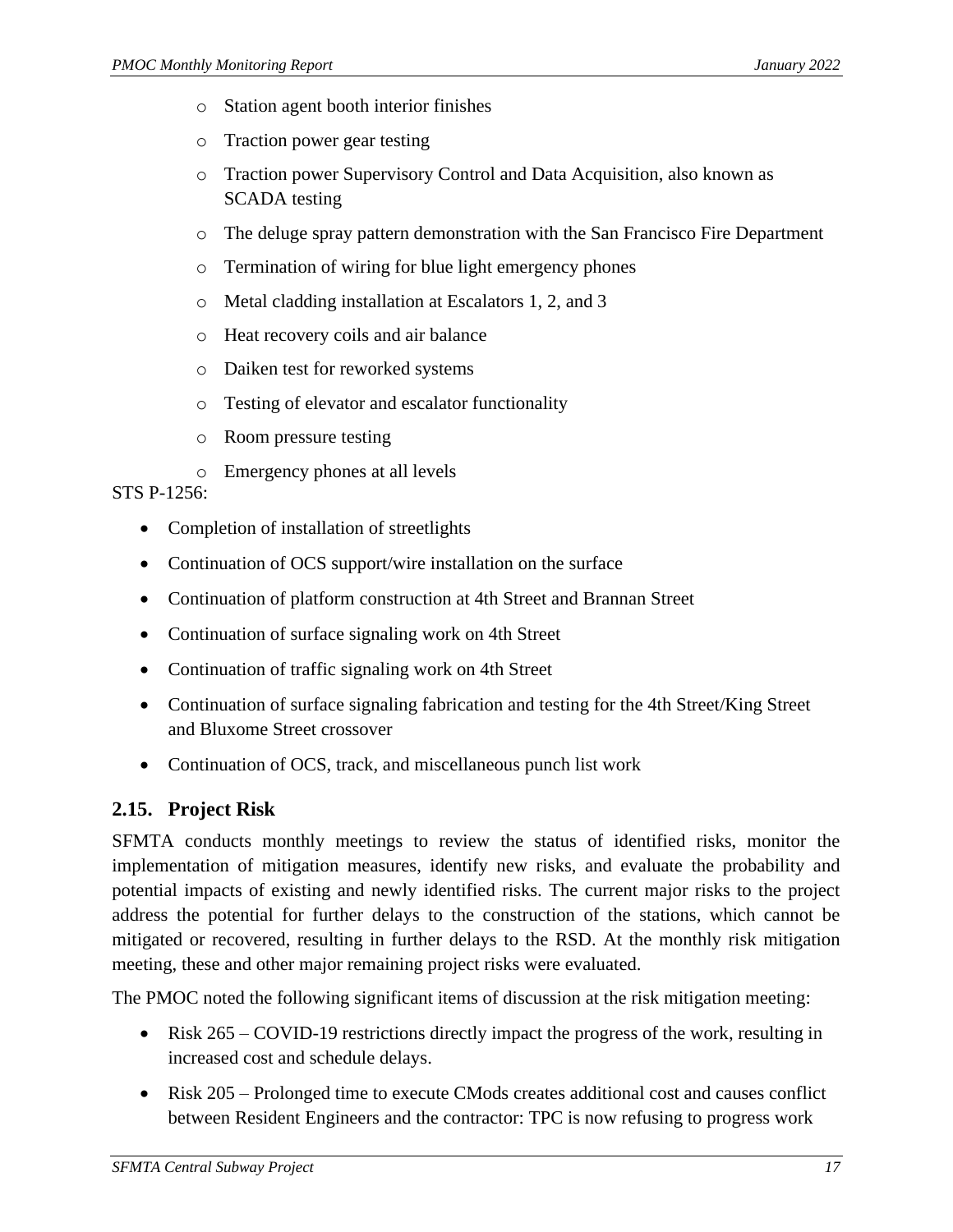- Station agent booth interior finishes
    - Traction power gear testing
    - Traction power Supervisory Control and Data Acquisition, also known as SCADA testing
    - The deluge spray pattern demonstration with the San Francisco Fire Department
    - Termination of wiring for blue light emergency phones
    - Metal cladding installation at Escalators 1, 2, and 3
    - Heat recovery coils and air balance
    - Daiken test for reworked systems
    - Testing of elevator and escalator functionality
    - Room pressure testing
    - Emergency phones at all levels

STS P-1256:

- Completion of installation of streetlights
- Continuation of OCS support/wire installation on the surface
- Continuation of platform construction at 4th Street and Brannan Street
- Continuation of surface signaling work on 4th Street
- Continuation of traffic signaling work on 4th Street
- Continuation of surface signaling fabrication and testing for the 4th Street/King Street and Bluxome Street crossover
- Continuation of OCS, track, and miscellaneous punch list work

## 2.15. Project Risk

SFMTA conducts monthly meetings to review the status of identified risks, monitor the implementation of mitigation measures, identify new risks, and evaluate the probability and potential impacts of existing and newly identified risks. The current major risks to the project address the potential for further delays to the construction of the stations, which cannot be mitigated or recovered, resulting in further delays to the RSD. At the monthly risk mitigation meeting, these and other major remaining project risks were evaluated.

The PMOC noted the following significant items of discussion at the risk mitigation meeting:

- Risk 265 – COVID-19 restrictions directly impact the progress of the work, resulting in increased cost and schedule delays.
- Risk 205 – Prolonged time to execute CMods creates additional cost and causes conflict between Resident Engineers and the contractor: TPC is now refusing to progress work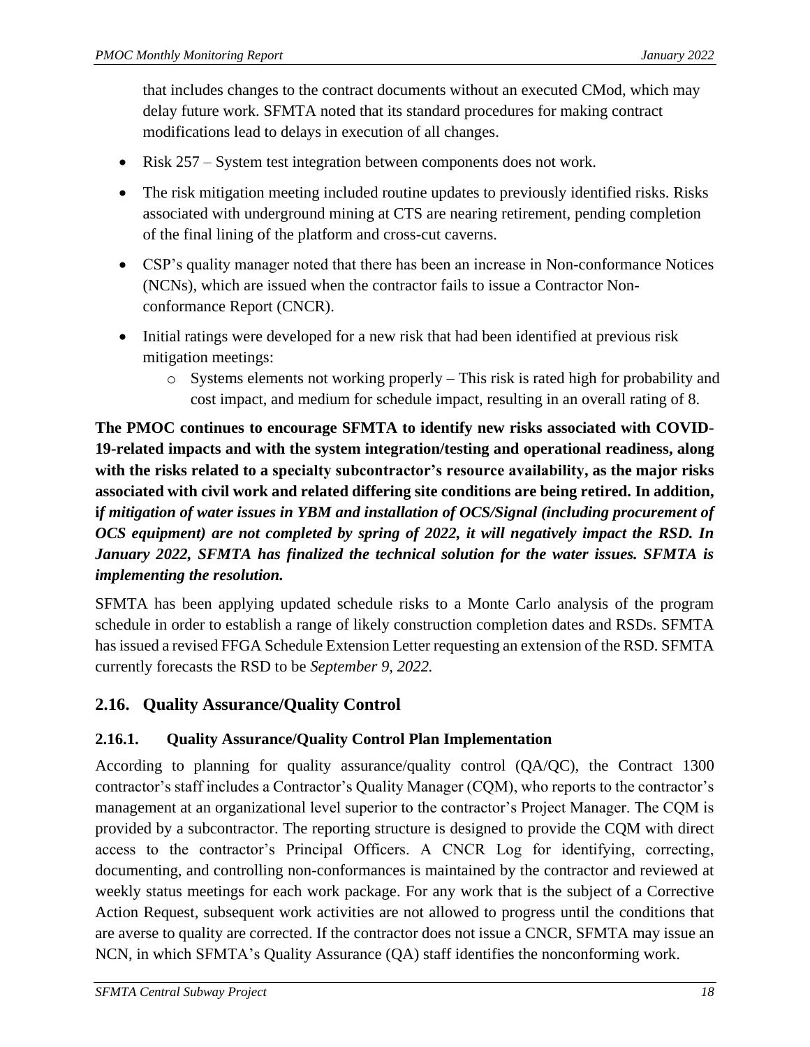that includes changes to the contract documents without an executed CMod, which may delay future work. SFMTA noted that its standard procedures for making contract modifications lead to delays in execution of all changes.

- Risk 257 – System test integration between components does not work.
- The risk mitigation meeting included routine updates to previously identified risks. Risks associated with underground mining at CTS are nearing retirement, pending completion of the final lining of the platform and cross-cut caverns.
- CSP's quality manager noted that there has been an increase in Non-conformance Notices (NCNs), which are issued when the contractor fails to issue a Contractor Non-conformance Report (CNCR).
- Initial ratings were developed for a new risk that had been identified at previous risk mitigation meetings:
    - Systems elements not working properly – This risk is rated high for probability and cost impact, and medium for schedule impact, resulting in an overall rating of 8.

**The PMOC continues to encourage SFMTA to identify new risks associated with COVID-19-related impacts and with the system integration/testing and operational readiness, along with the risks related to a specialty subcontractor's resource availability, as the major risks associated with civil work and related differing site conditions are being retired. In addition, *if mitigation of water issues in YBM and installation of OCS/Signal (including procurement of OCS equipment) are not completed by spring of 2022, it will negatively impact the RSD. In January 2022, SFMTA has finalized the technical solution for the water issues. SFMTA is implementing the resolution.***

SFMTA has been applying updated schedule risks to a Monte Carlo analysis of the program schedule in order to establish a range of likely construction completion dates and RSDs. SFMTA has issued a revised FFGA Schedule Extension Letter requesting an extension of the RSD. SFMTA currently forecasts the RSD to be *September 9, 2022.*

## 2.16. Quality Assurance/Quality Control

### 2.16.1. Quality Assurance/Quality Control Plan Implementation

According to planning for quality assurance/quality control (QA/QC), the Contract 1300 contractor's staff includes a Contractor's Quality Manager (CQM), who reports to the contractor's management at an organizational level superior to the contractor's Project Manager. The CQM is provided by a subcontractor. The reporting structure is designed to provide the CQM with direct access to the contractor's Principal Officers. A CNCR Log for identifying, correcting, documenting, and controlling non-conformances is maintained by the contractor and reviewed at weekly status meetings for each work package. For any work that is the subject of a Corrective Action Request, subsequent work activities are not allowed to progress until the conditions that are averse to quality are corrected. If the contractor does not issue a CNCR, SFMTA may issue an NCN, in which SFMTA's Quality Assurance (QA) staff identifies the nonconforming work.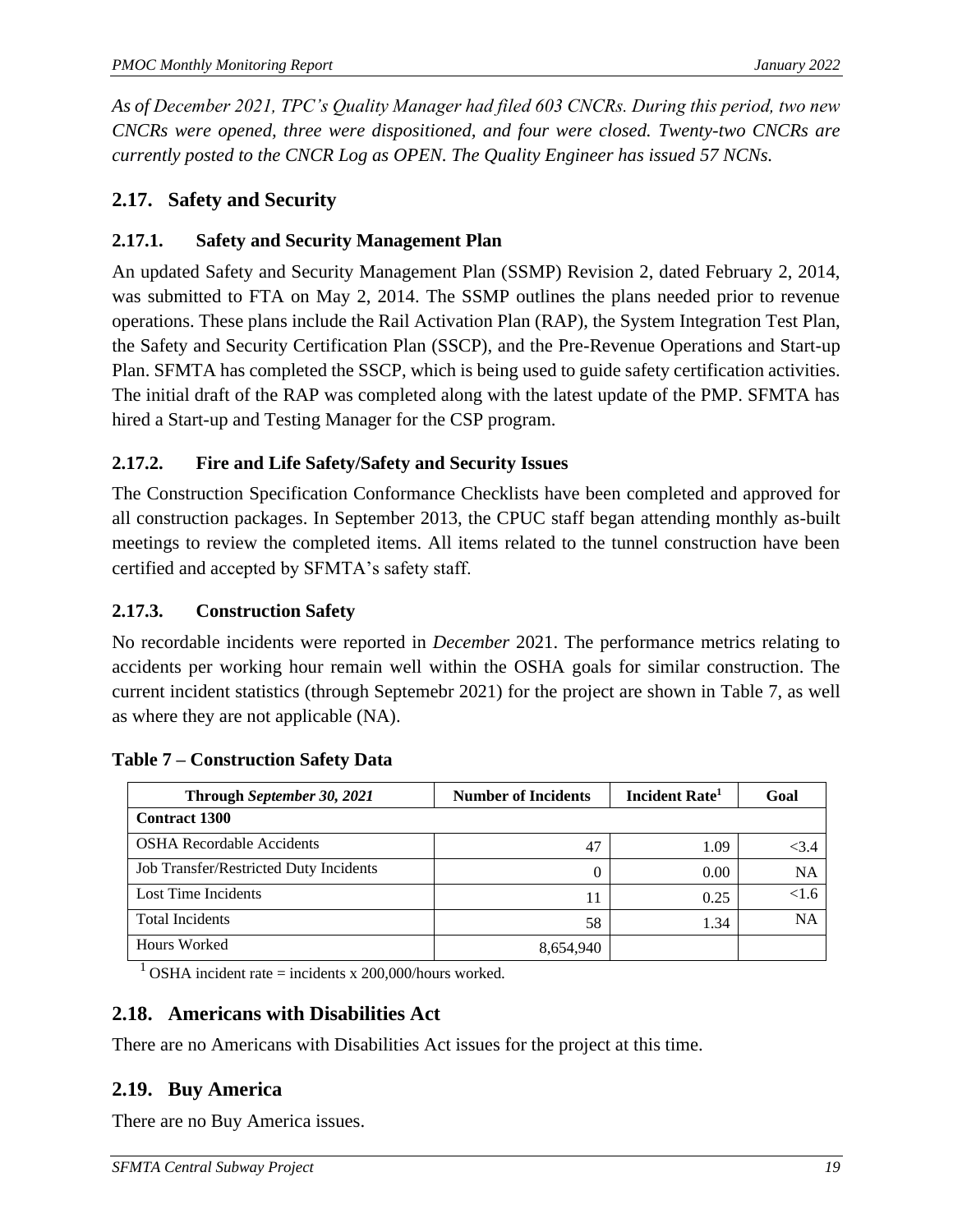*As of December 2021, TPC's Quality Manager had filed 603 CNCRs. During this period, two new CNCRs were opened, three were dispositioned, and four were closed. Twenty-two CNCRs are currently posted to the CNCR Log as OPEN. The Quality Engineer has issued 57 NCNs.*

## 2.17. Safety and Security

### 2.17.1. Safety and Security Management Plan

An updated Safety and Security Management Plan (SSMP) Revision 2, dated February 2, 2014, was submitted to FTA on May 2, 2014. The SSMP outlines the plans needed prior to revenue operations. These plans include the Rail Activation Plan (RAP), the System Integration Test Plan, the Safety and Security Certification Plan (SSCP), and the Pre-Revenue Operations and Start-up Plan. SFMTA has completed the SSCP, which is being used to guide safety certification activities. The initial draft of the RAP was completed along with the latest update of the PMP. SFMTA has hired a Start-up and Testing Manager for the CSP program.

### 2.17.2. Fire and Life Safety/Safety and Security Issues

The Construction Specification Conformance Checklists have been completed and approved for all construction packages. In September 2013, the CPUC staff began attending monthly as-built meetings to review the completed items. All items related to the tunnel construction have been certified and accepted by SFMTA's safety staff.

### 2.17.3. Construction Safety

No recordable incidents were reported in *December* 2021. The performance metrics relating to accidents per working hour remain well within the OSHA goals for similar construction. The current incident statistics (through Septemebr 2021) for the project are shown in Table 7, as well as where they are not applicable (NA).

**Table 7 – Construction Safety Data**

| Through *September 30, 2021* | Number of Incidents | Incident Rate[1] | Goal |
|---|---|---|---|
| **Contract 1300** | | | |
| OSHA Recordable Accidents | 47 | 1.09 | <3.4 |
| Job Transfer/Restricted Duty Incidents | 0 | 0.00 | NA |
| Lost Time Incidents | 11 | 0.25 | <1.6 |
| Total Incidents | 58 | 1.34 | NA |
| Hours Worked | 8,654,940 | | |

[1] OSHA incident rate = incidents x 200,000/hours worked.

## 2.18. Americans with Disabilities Act

There are no Americans with Disabilities Act issues for the project at this time.

## 2.19. Buy America

There are no Buy America issues.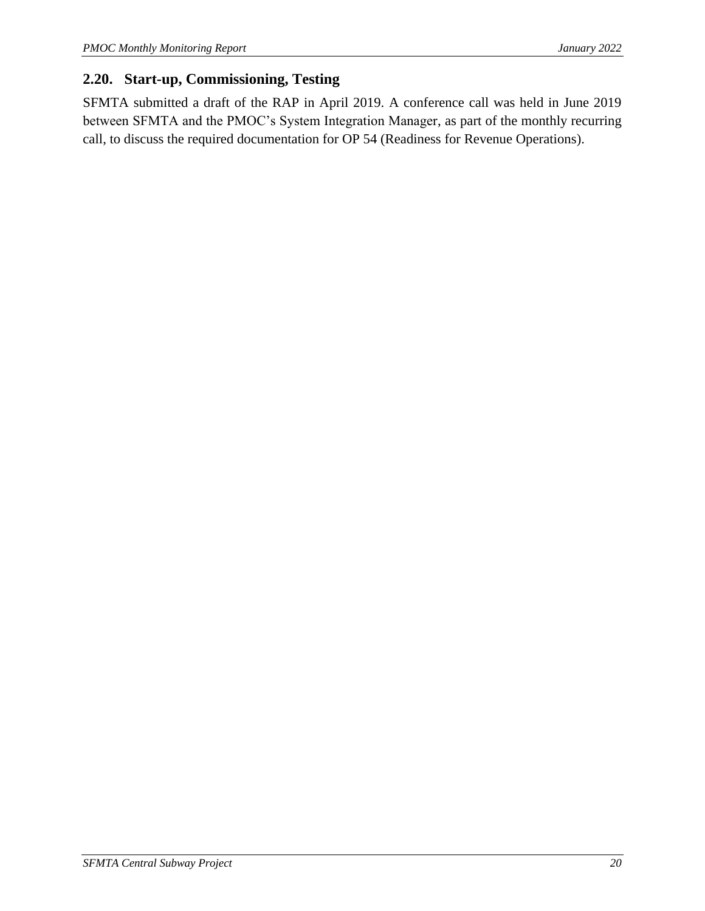## 2.20. Start-up, Commissioning, Testing

SFMTA submitted a draft of the RAP in April 2019. A conference call was held in June 2019 between SFMTA and the PMOC's System Integration Manager, as part of the monthly recurring call, to discuss the required documentation for OP 54 (Readiness for Revenue Operations).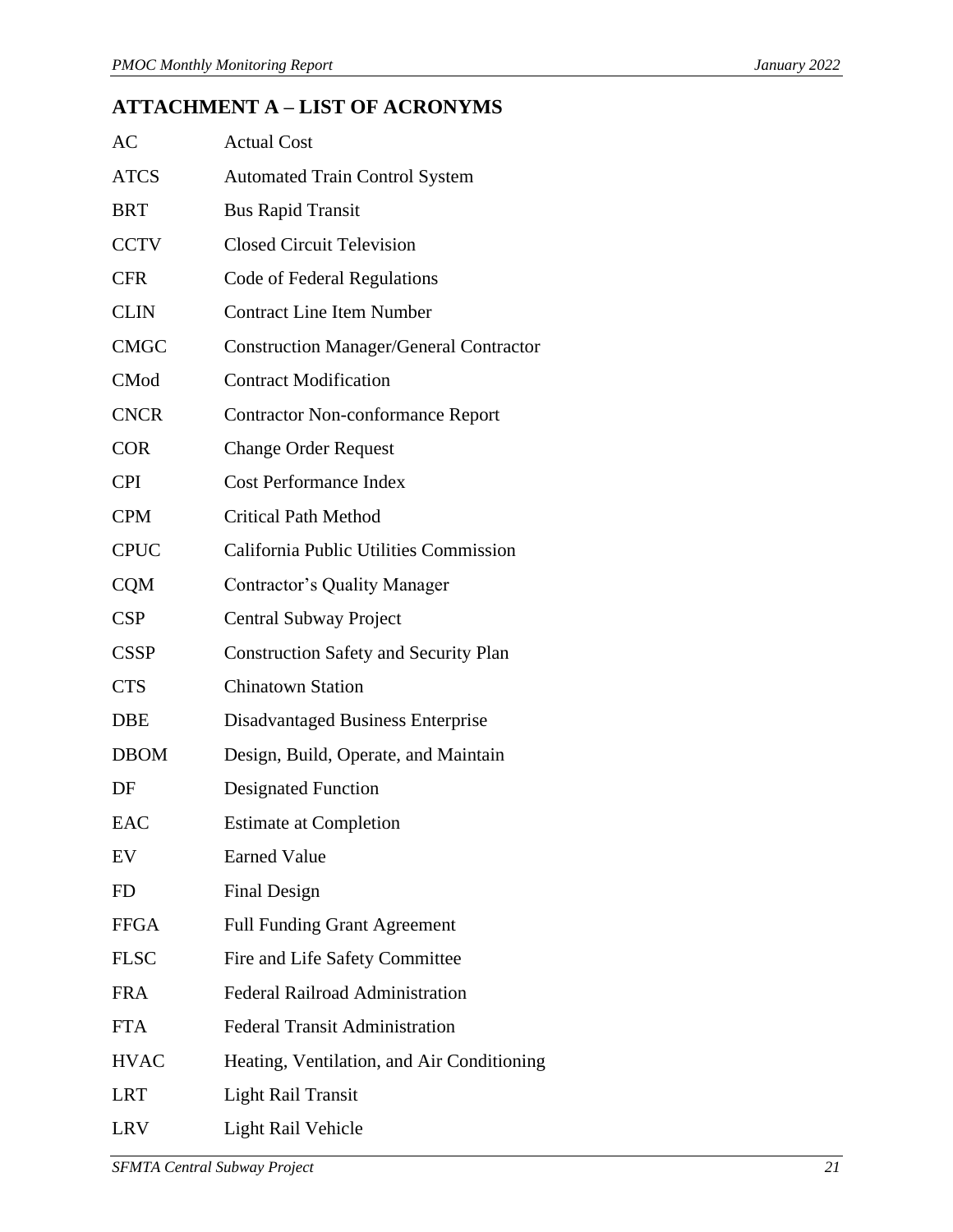## ATTACHMENT A – LIST OF ACRONYMS

| | |
|---|---|
| AC | Actual Cost |
| ATCS | Automated Train Control System |
| BRT | Bus Rapid Transit |
| CCTV | Closed Circuit Television |
| CFR | Code of Federal Regulations |
| CLIN | Contract Line Item Number |
| CMGC | Construction Manager/General Contractor |
| CMod | Contract Modification |
| CNCR | Contractor Non-conformance Report |
| COR | Change Order Request |
| CPI | Cost Performance Index |
| CPM | Critical Path Method |
| CPUC | California Public Utilities Commission |
| CQM | Contractor's Quality Manager |
| CSP | Central Subway Project |
| CSSP | Construction Safety and Security Plan |
| CTS | Chinatown Station |
| DBE | Disadvantaged Business Enterprise |
| DBOM | Design, Build, Operate, and Maintain |
| DF | Designated Function |
| EAC | Estimate at Completion |
| EV | Earned Value |
| FD | Final Design |
| FFGA | Full Funding Grant Agreement |
| FLSC | Fire and Life Safety Committee |
| FRA | Federal Railroad Administration |
| FTA | Federal Transit Administration |
| HVAC | Heating, Ventilation, and Air Conditioning |
| LRT | Light Rail Transit |
| LRV | Light Rail Vehicle |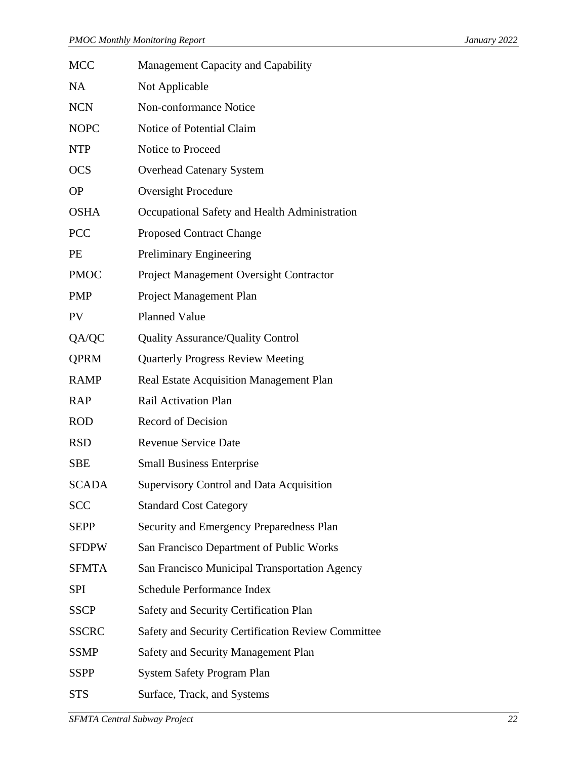| | |
|---|---|
| MCC | Management Capacity and Capability |
| NA | Not Applicable |
| NCN | Non-conformance Notice |
| NOPC | Notice of Potential Claim |
| NTP | Notice to Proceed |
| OCS | Overhead Catenary System |
| OP | Oversight Procedure |
| OSHA | Occupational Safety and Health Administration |
| PCC | Proposed Contract Change |
| PE | Preliminary Engineering |
| PMOC | Project Management Oversight Contractor |
| PMP | Project Management Plan |
| PV | Planned Value |
| QA/QC | Quality Assurance/Quality Control |
| QPRM | Quarterly Progress Review Meeting |
| RAMP | Real Estate Acquisition Management Plan |
| RAP | Rail Activation Plan |
| ROD | Record of Decision |
| RSD | Revenue Service Date |
| SBE | Small Business Enterprise |
| SCADA | Supervisory Control and Data Acquisition |
| SCC | Standard Cost Category |
| SEPP | Security and Emergency Preparedness Plan |
| SFDPW | San Francisco Department of Public Works |
| SFMTA | San Francisco Municipal Transportation Agency |
| SPI | Schedule Performance Index |
| SSCP | Safety and Security Certification Plan |
| SSCRC | Safety and Security Certification Review Committee |
| SSMP | Safety and Security Management Plan |
| SSPP | System Safety Program Plan |
| STS | Surface, Track, and Systems |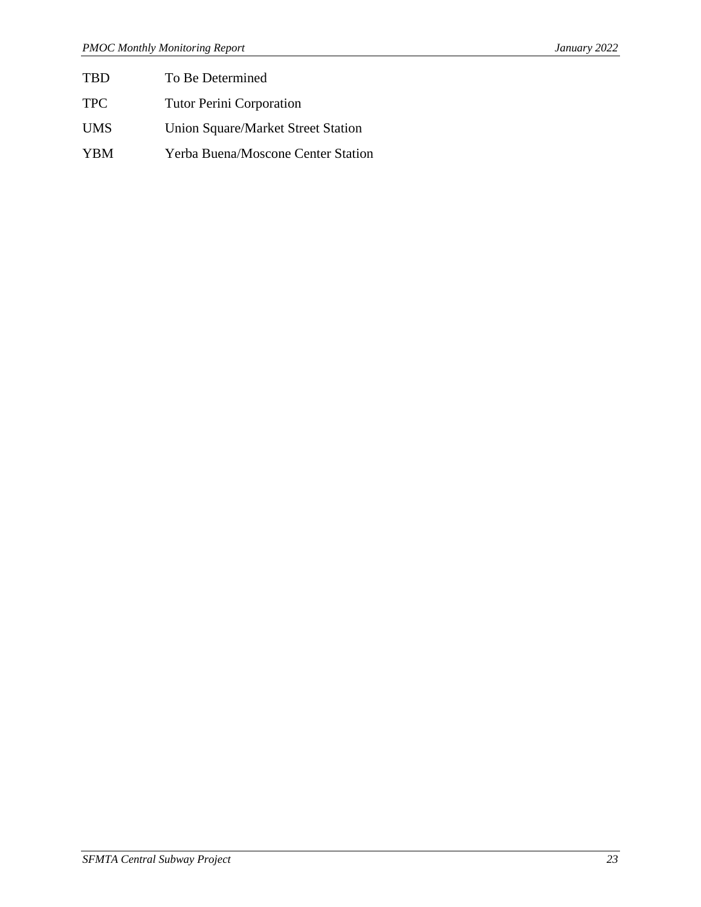| | |
|---|---|
| TBD | To Be Determined |
| TPC | Tutor Perini Corporation |
| UMS | Union Square/Market Street Station |
| YBM | Yerba Buena/Moscone Center Station |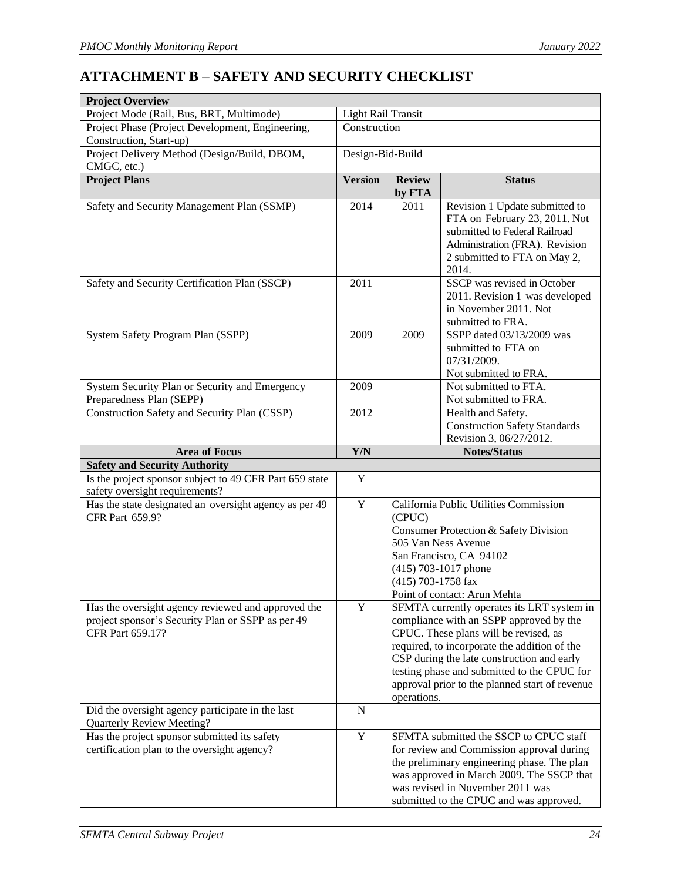## ATTACHMENT B – SAFETY AND SECURITY CHECKLIST

| **Project Overview** | | | |
|---|---|---|---|
| Project Mode (Rail, Bus, BRT, Multimode) | Light Rail Transit | | |
| Project Phase (Project Development, Engineering, Construction, Start-up) | Construction | | |
| Project Delivery Method (Design/Build, DBOM, CMGC, etc.) | Design-Bid-Build | | |
| **Project Plans** | **Version** | **Review by FTA** | **Status** |
| Safety and Security Management Plan (SSMP) | 2014 | 2011 | Revision 1 Update submitted to FTA on February 23, 2011. Not submitted to Federal Railroad Administration (FRA). Revision 2 submitted to FTA on May 2, 2014. |
| Safety and Security Certification Plan (SSCP) | 2011 | | SSCP was revised in October 2011. Revision 1 was developed in November 2011. Not submitted to FRA. |
| System Safety Program Plan (SSPP) | 2009 | 2009 | SSPP dated 03/13/2009 was submitted to FTA on 07/31/2009. Not submitted to FRA. |
| System Security Plan or Security and Emergency Preparedness Plan (SEPP) | 2009 | | Not submitted to FTA. Not submitted to FRA. |
| Construction Safety and Security Plan (CSSP) | 2012 | | Health and Safety. Construction Safety Standards Revision 3, 06/27/2012. |
| **Area of Focus** | **Y/N** | **Notes/Status** | |
| **Safety and Security Authority** | | | |
| Is the project sponsor subject to 49 CFR Part 659 state safety oversight requirements? | Y | | |
| Has the state designated an oversight agency as per 49 CFR Part 659.9? | Y | California Public Utilities Commission (CPUC)<br>Consumer Protection & Safety Division<br>505 Van Ness Avenue<br>San Francisco, CA 94102<br>(415) 703-1017 phone<br>(415) 703-1758 fax<br>Point of contact: Arun Mehta | |
| Has the oversight agency reviewed and approved the project sponsor's Security Plan or SSPP as per 49 CFR Part 659.17? | Y | SFMTA currently operates its LRT system in compliance with an SSPP approved by the CPUC. These plans will be revised, as required, to incorporate the addition of the CSP during the late construction and early testing phase and submitted to the CPUC for approval prior to the planned start of revenue operations. | |
| Did the oversight agency participate in the last Quarterly Review Meeting? | N | | |
| Has the project sponsor submitted its safety certification plan to the oversight agency? | Y | SFMTA submitted the SSCP to CPUC staff for review and Commission approval during the preliminary engineering phase. The plan was approved in March 2009. The SSCP that was revised in November 2011 was submitted to the CPUC and was approved. | |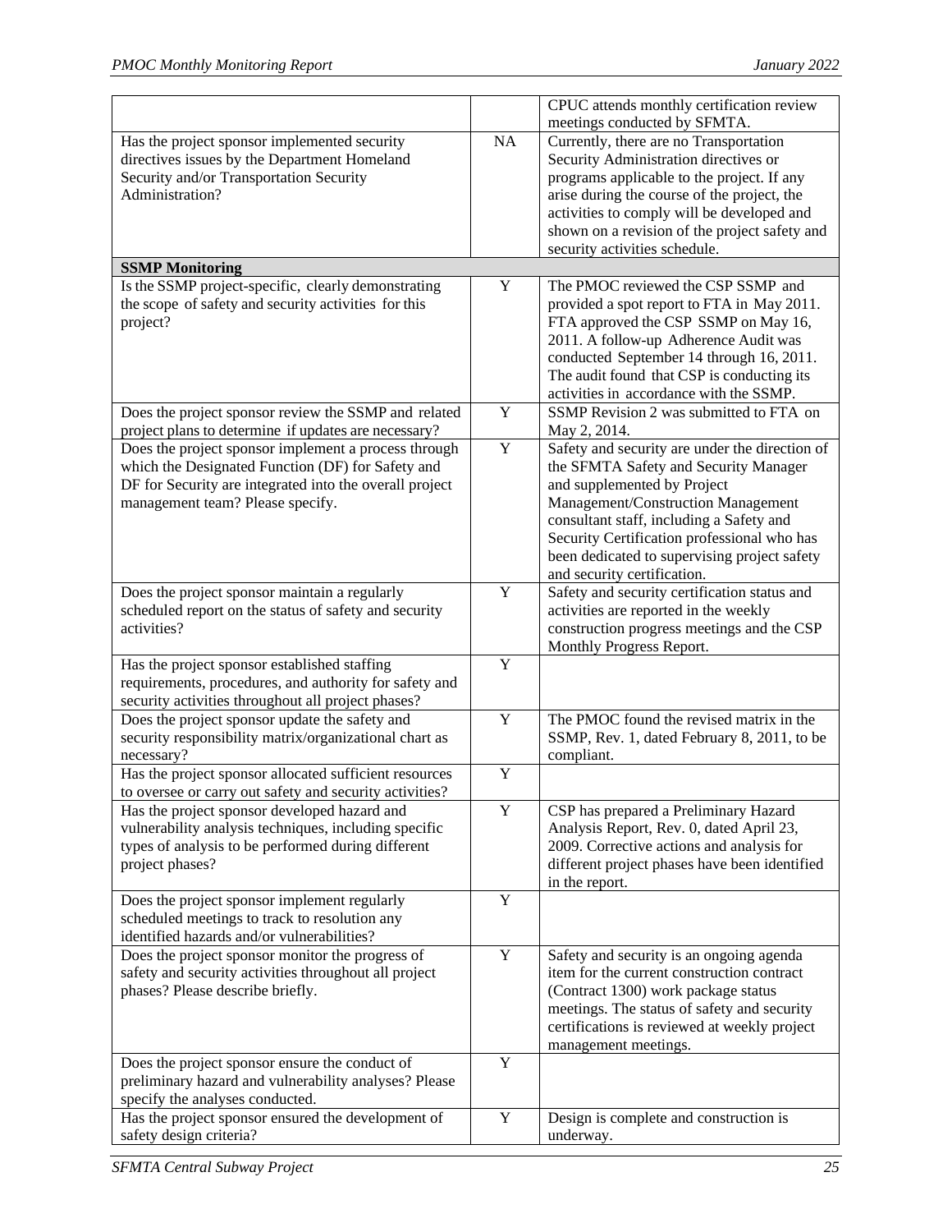| | | |
|---|---|---|
| | | CPUC attends monthly certification review meetings conducted by SFMTA. |
| Has the project sponsor implemented security directives issues by the Department Homeland Security and/or Transportation Security Administration? | NA | Currently, there are no Transportation Security Administration directives or programs applicable to the project. If any arise during the course of the project, the activities to comply will be developed and shown on a revision of the project safety and security activities schedule. |
| **SSMP Monitoring** | | |
| Is the SSMP project-specific, clearly demonstrating the scope of safety and security activities for this project? | Y | The PMOC reviewed the CSP SSMP and provided a spot report to FTA in May 2011. FTA approved the CSP SSMP on May 16, 2011. A follow-up Adherence Audit was conducted September 14 through 16, 2011. The audit found that CSP is conducting its activities in accordance with the SSMP. |
| Does the project sponsor review the SSMP and related project plans to determine if updates are necessary? | Y | SSMP Revision 2 was submitted to FTA on May 2, 2014. |
| Does the project sponsor implement a process through which the Designated Function (DF) for Safety and DF for Security are integrated into the overall project management team? Please specify. | Y | Safety and security are under the direction of the SFMTA Safety and Security Manager and supplemented by Project Management/Construction Management consultant staff, including a Safety and Security Certification professional who has been dedicated to supervising project safety and security certification. |
| Does the project sponsor maintain a regularly scheduled report on the status of safety and security activities? | Y | Safety and security certification status and activities are reported in the weekly construction progress meetings and the CSP Monthly Progress Report. |
| Has the project sponsor established staffing requirements, procedures, and authority for safety and security activities throughout all project phases? | Y | |
| Does the project sponsor update the safety and security responsibility matrix/organizational chart as necessary? | Y | The PMOC found the revised matrix in the SSMP, Rev. 1, dated February 8, 2011, to be compliant. |
| Has the project sponsor allocated sufficient resources to oversee or carry out safety and security activities? | Y | |
| Has the project sponsor developed hazard and vulnerability analysis techniques, including specific types of analysis to be performed during different project phases? | Y | CSP has prepared a Preliminary Hazard Analysis Report, Rev. 0, dated April 23, 2009. Corrective actions and analysis for different project phases have been identified in the report. |
| Does the project sponsor implement regularly scheduled meetings to track to resolution any identified hazards and/or vulnerabilities? | Y | |
| Does the project sponsor monitor the progress of safety and security activities throughout all project phases? Please describe briefly. | Y | Safety and security is an ongoing agenda item for the current construction contract (Contract 1300) work package status meetings. The status of safety and security certifications is reviewed at weekly project management meetings. |
| Does the project sponsor ensure the conduct of preliminary hazard and vulnerability analyses? Please specify the analyses conducted. | Y | |
| Has the project sponsor ensured the development of safety design criteria? | Y | Design is complete and construction is underway. |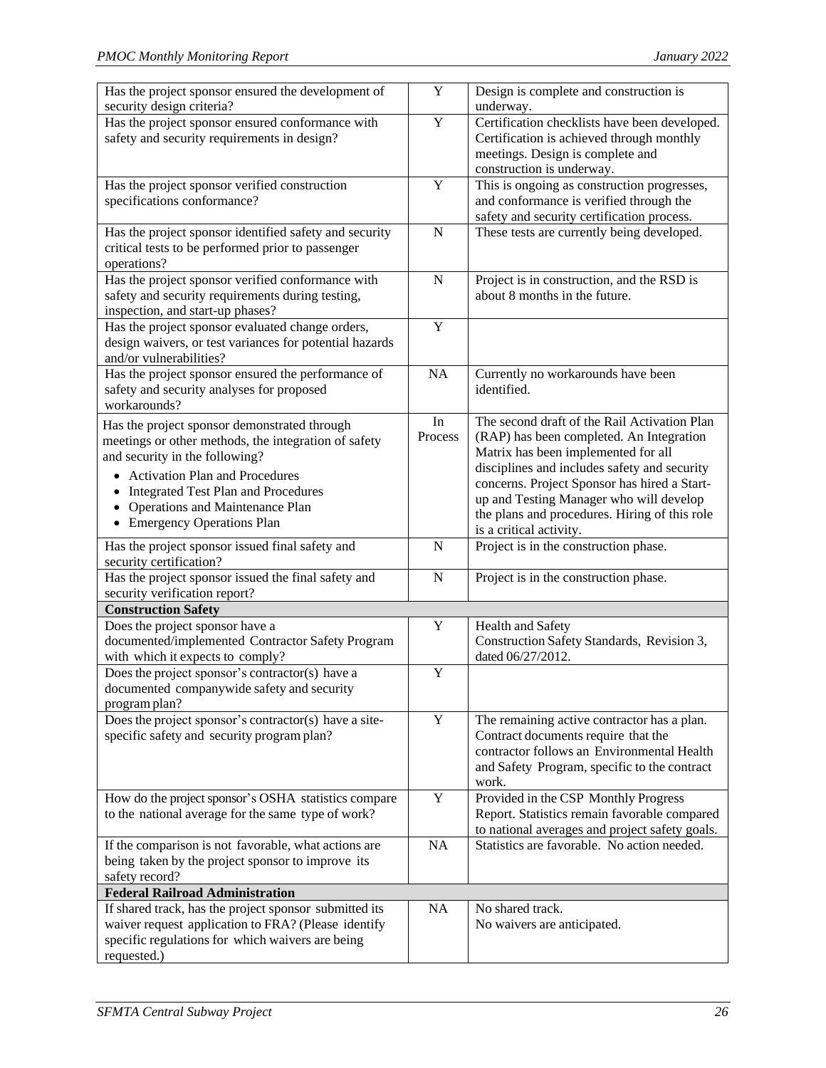| | | |
|---|---|---|
| Has the project sponsor ensured the development of security design criteria? | Y | Design is complete and construction is underway. |
| Has the project sponsor ensured conformance with safety and security requirements in design? | Y | Certification checklists have been developed. Certification is achieved through monthly meetings. Design is complete and construction is underway. |
| Has the project sponsor verified construction specifications conformance? | Y | This is ongoing as construction progresses, and conformance is verified through the safety and security certification process. |
| Has the project sponsor identified safety and security critical tests to be performed prior to passenger operations? | N | These tests are currently being developed. |
| Has the project sponsor verified conformance with safety and security requirements during testing, inspection, and start-up phases? | N | Project is in construction, and the RSD is about 8 months in the future. |
| Has the project sponsor evaluated change orders, design waivers, or test variances for potential hazards and/or vulnerabilities? | Y | |
| Has the project sponsor ensured the performance of safety and security analyses for proposed workarounds? | NA | Currently no workarounds have been identified. |
| Has the project sponsor demonstrated through meetings or other methods, the integration of safety and security in the following?<br>• Activation Plan and Procedures<br>• Integrated Test Plan and Procedures<br>• Operations and Maintenance Plan<br>• Emergency Operations Plan | In Process | The second draft of the Rail Activation Plan (RAP) has been completed. An Integration Matrix has been implemented for all disciplines and includes safety and security concerns. Project Sponsor has hired a Start-up and Testing Manager who will develop the plans and procedures. Hiring of this role is a critical activity. |
| Has the project sponsor issued final safety and security certification? | N | Project is in the construction phase. |
| Has the project sponsor issued the final safety and security verification report? | N | Project is in the construction phase. |
| **Construction Safety** | | |
| Does the project sponsor have a documented/implemented Contractor Safety Program with which it expects to comply? | Y | Health and Safety Construction Safety Standards, Revision 3, dated 06/27/2012. |
| Does the project sponsor's contractor(s) have a documented companywide safety and security program plan? | Y | |
| Does the project sponsor's contractor(s) have a site-specific safety and security program plan? | Y | The remaining active contractor has a plan. Contract documents require that the contractor follows an Environmental Health and Safety Program, specific to the contract work. |
| How do the project sponsor's OSHA statistics compare to the national average for the same type of work? | Y | Provided in the CSP Monthly Progress Report. Statistics remain favorable compared to national averages and project safety goals. |
| If the comparison is not favorable, what actions are being taken by the project sponsor to improve its safety record? | NA | Statistics are favorable. No action needed. |
| **Federal Railroad Administration** | | |
| If shared track, has the project sponsor submitted its waiver request application to FRA? (Please identify specific regulations for which waivers are being requested.) | NA | No shared track.<br>No waivers are anticipated. |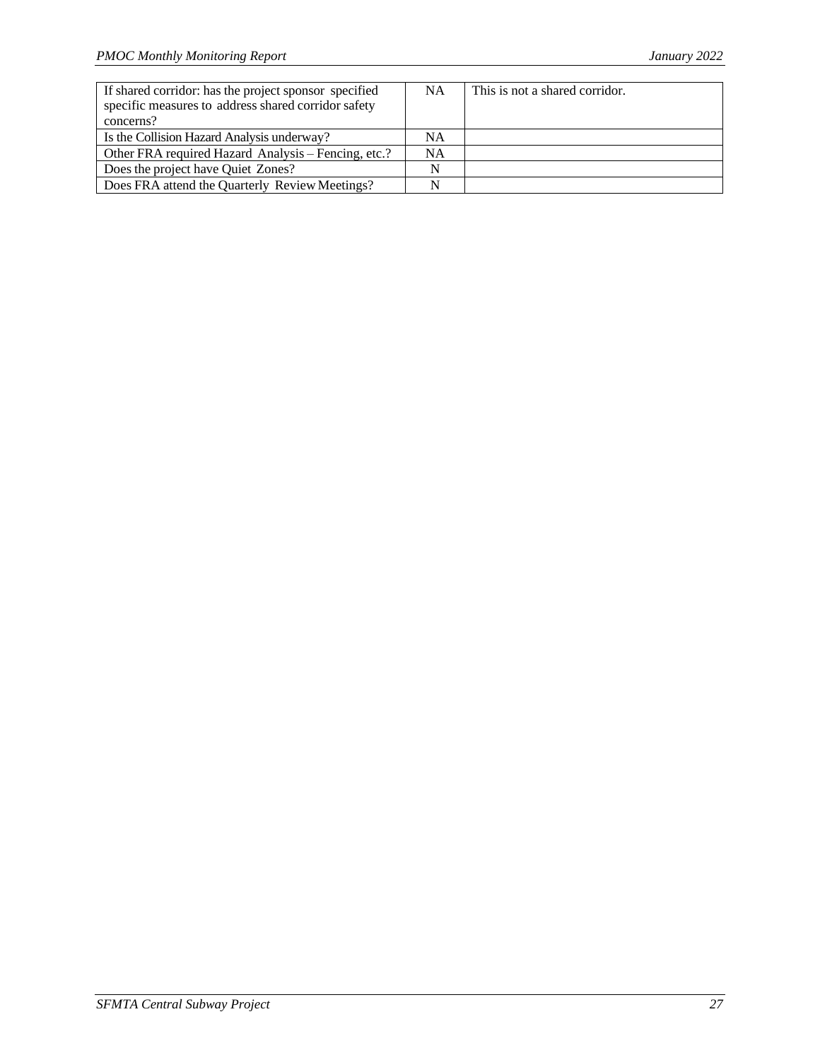| | | |
|---|---|---|
| If shared corridor: has the project sponsor specified specific measures to address shared corridor safety concerns? | NA | This is not a shared corridor. |
| Is the Collision Hazard Analysis underway? | NA | |
| Other FRA required Hazard Analysis – Fencing, etc.? | NA | |
| Does the project have Quiet Zones? | N | |
| Does FRA attend the Quarterly Review Meetings? | N | |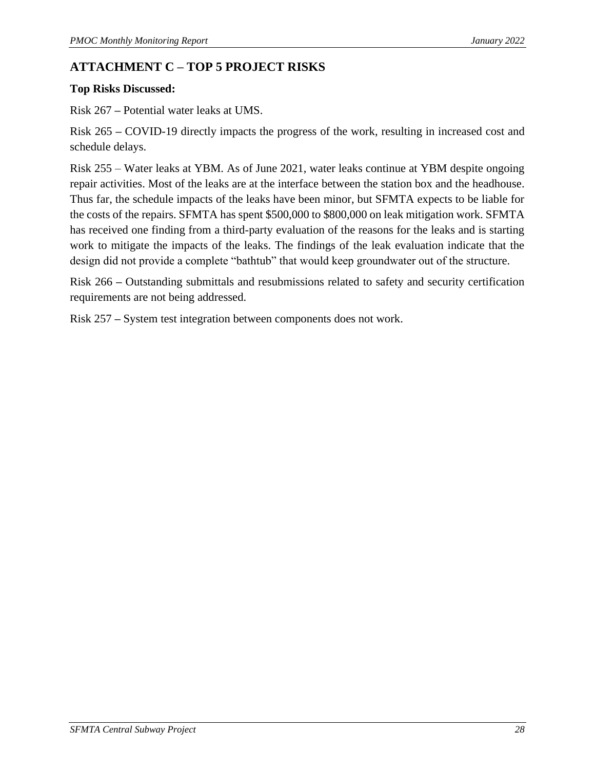## ATTACHMENT C – TOP 5 PROJECT RISKS

**Top Risks Discussed:**

Risk 267 **–** Potential water leaks at UMS.

Risk 265 **–** COVID-19 directly impacts the progress of the work, resulting in increased cost and schedule delays.

Risk 255 – Water leaks at YBM. As of June 2021, water leaks continue at YBM despite ongoing repair activities. Most of the leaks are at the interface between the station box and the headhouse. Thus far, the schedule impacts of the leaks have been minor, but SFMTA expects to be liable for the costs of the repairs. SFMTA has spent $500,000 to $800,000 on leak mitigation work. SFMTA has received one finding from a third-party evaluation of the reasons for the leaks and is starting work to mitigate the impacts of the leaks. The findings of the leak evaluation indicate that the design did not provide a complete "bathtub" that would keep groundwater out of the structure.

Risk 266 **–** Outstanding submittals and resubmissions related to safety and security certification requirements are not being addressed.

Risk 257 **–** System test integration between components does not work.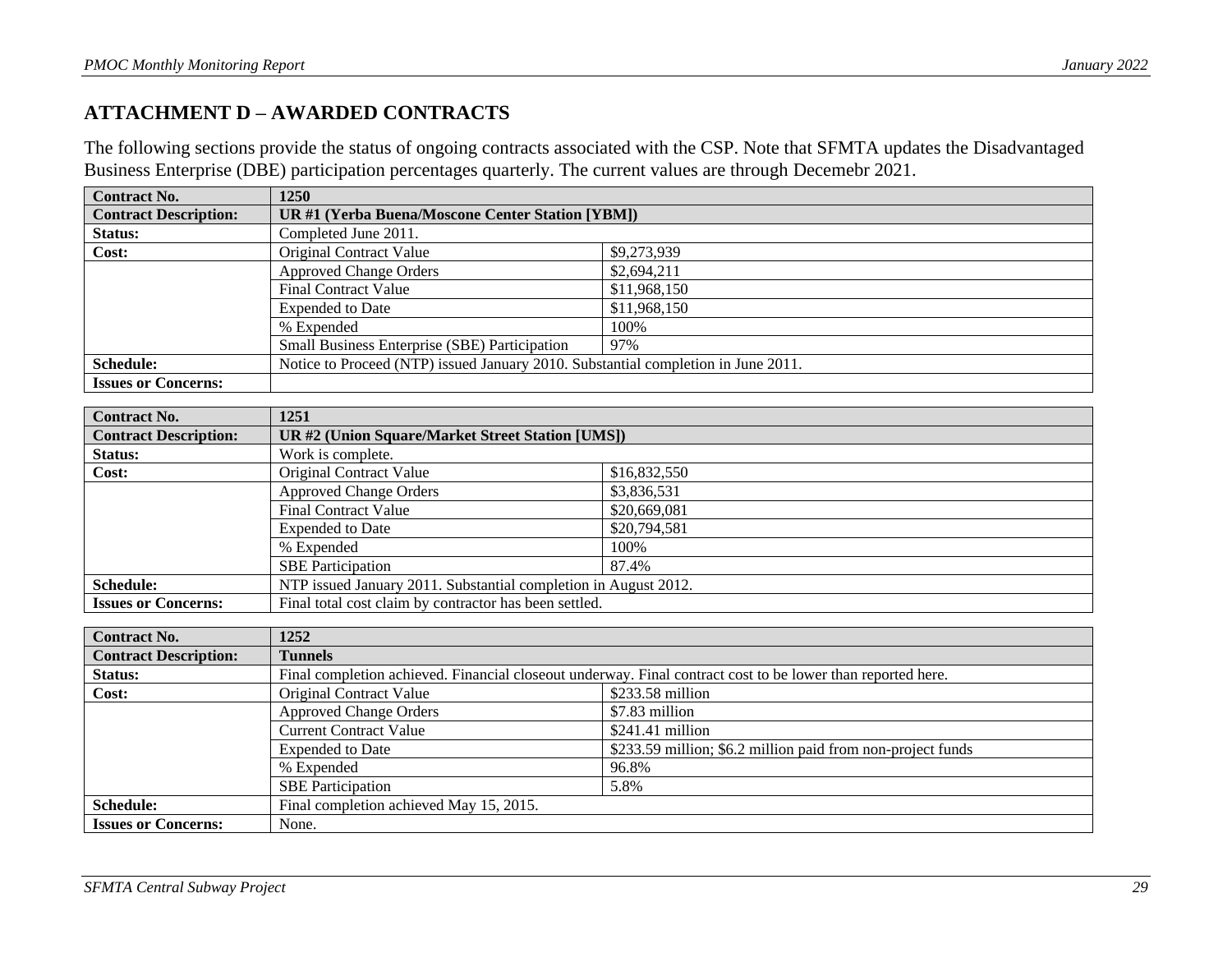## ATTACHMENT D – AWARDED CONTRACTS

The following sections provide the status of ongoing contracts associated with the CSP. Note that SFMTA updates the Disadvantaged Business Enterprise (DBE) participation percentages quarterly. The current values are through Decemebr 2021.

| **Contract No.** | **1250** | |
|---|---|---|
| **Contract Description:** | **UR #1 (Yerba Buena/Moscone Center Station [YBM])** | |
| **Status:** | Completed June 2011. | |
| **Cost:** | Original Contract Value | $9,273,939 |
| | Approved Change Orders | $2,694,211 |
| | Final Contract Value | $11,968,150 |
| | Expended to Date | $11,968,150 |
| | % Expended | 100% |
| | Small Business Enterprise (SBE) Participation | 97% |
| **Schedule:** | Notice to Proceed (NTP) issued January 2010. Substantial completion in June 2011. | |
| **Issues or Concerns:** | | |

| **Contract No.** | **1251** | |
|---|---|---|
| **Contract Description:** | **UR #2 (Union Square/Market Street Station [UMS])** | |
| **Status:** | Work is complete. | |
| **Cost:** | Original Contract Value | $16,832,550 |
| | Approved Change Orders | $3,836,531 |
| | Final Contract Value | $20,669,081 |
| | Expended to Date | $20,794,581 |
| | % Expended | 100% |
| | SBE Participation | 87.4% |
| **Schedule:** | NTP issued January 2011. Substantial completion in August 2012. | |
| **Issues or Concerns:** | Final total cost claim by contractor has been settled. | |

| **Contract No.** | **1252** | |
|---|---|---|
| **Contract Description:** | **Tunnels** | |
| **Status:** | Final completion achieved. Financial closeout underway. Final contract cost to be lower than reported here. | |
| **Cost:** | Original Contract Value | $233.58 million |
| | Approved Change Orders | $7.83 million |
| | Current Contract Value | $241.41 million |
| | Expended to Date | $233.59 million; $6.2 million paid from non-project funds |
| | % Expended | 96.8% |
| | SBE Participation | 5.8% |
| **Schedule:** | Final completion achieved May 15, 2015. | |
| **Issues or Concerns:** | None. | |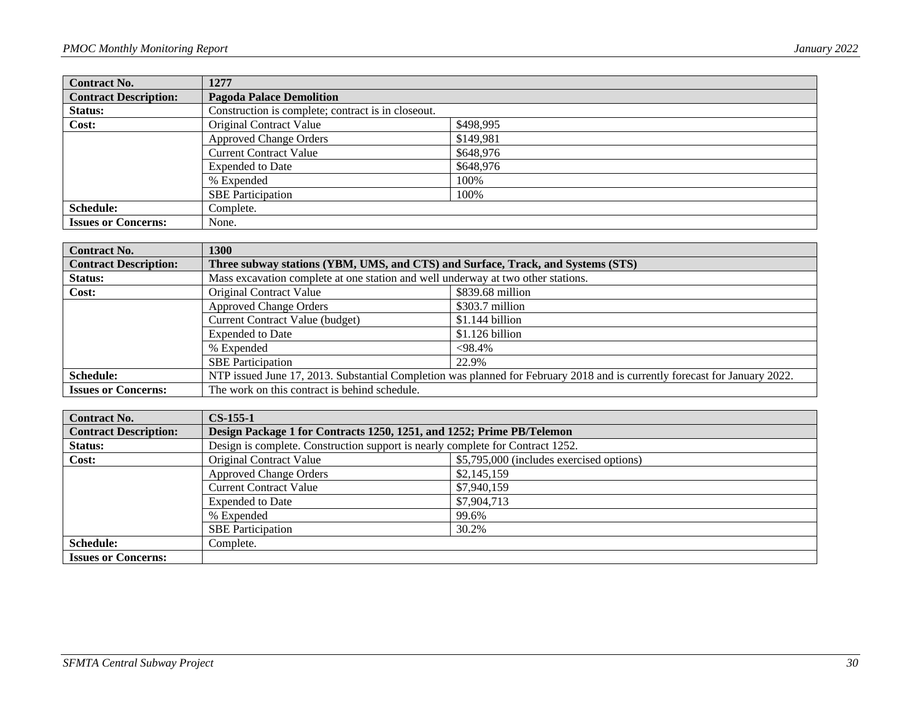| Contract No. | 1277 | |
| --- | --- | --- |
| **Contract Description:** | **Pagoda Palace Demolition** | |
| **Status:** | Construction is complete; contract is in closeout. | |
| **Cost:** | Original Contract Value | $498,995 |
| | Approved Change Orders | $149,981 |
| | Current Contract Value | $648,976 |
| | Expended to Date | $648,976 |
| | % Expended | 100% |
| | SBE Participation | 100% |
| **Schedule:** | Complete. | |
| **Issues or Concerns:** | None. | |

| Contract No. | 1300 | |
| --- | --- | --- |
| **Contract Description:** | **Three subway stations (YBM, UMS, and CTS) and Surface, Track, and Systems (STS)** | |
| **Status:** | Mass excavation complete at one station and well underway at two other stations. | |
| **Cost:** | Original Contract Value | $839.68 million |
| | Approved Change Orders | $303.7 million |
| | Current Contract Value (budget) | $1.144 billion |
| | Expended to Date | $1.126 billion |
| | % Expended | <98.4% |
| | SBE Participation | 22.9% |
| **Schedule:** | NTP issued June 17, 2013. Substantial Completion was planned for February 2018 and is currently forecast for January 2022. | |
| **Issues or Concerns:** | The work on this contract is behind schedule. | |

| Contract No. | CS-155-1 | |
| --- | --- | --- |
| **Contract Description:** | **Design Package 1 for Contracts 1250, 1251, and 1252; Prime PB/Telemon** | |
| **Status:** | Design is complete. Construction support is nearly complete for Contract 1252. | |
| **Cost:** | Original Contract Value | $5,795,000 (includes exercised options) |
| | Approved Change Orders | $2,145,159 |
| | Current Contract Value | $7,940,159 |
| | Expended to Date | $7,904,713 |
| | % Expended | 99.6% |
| | SBE Participation | 30.2% |
| **Schedule:** | Complete. | |
| **Issues or Concerns:** | | |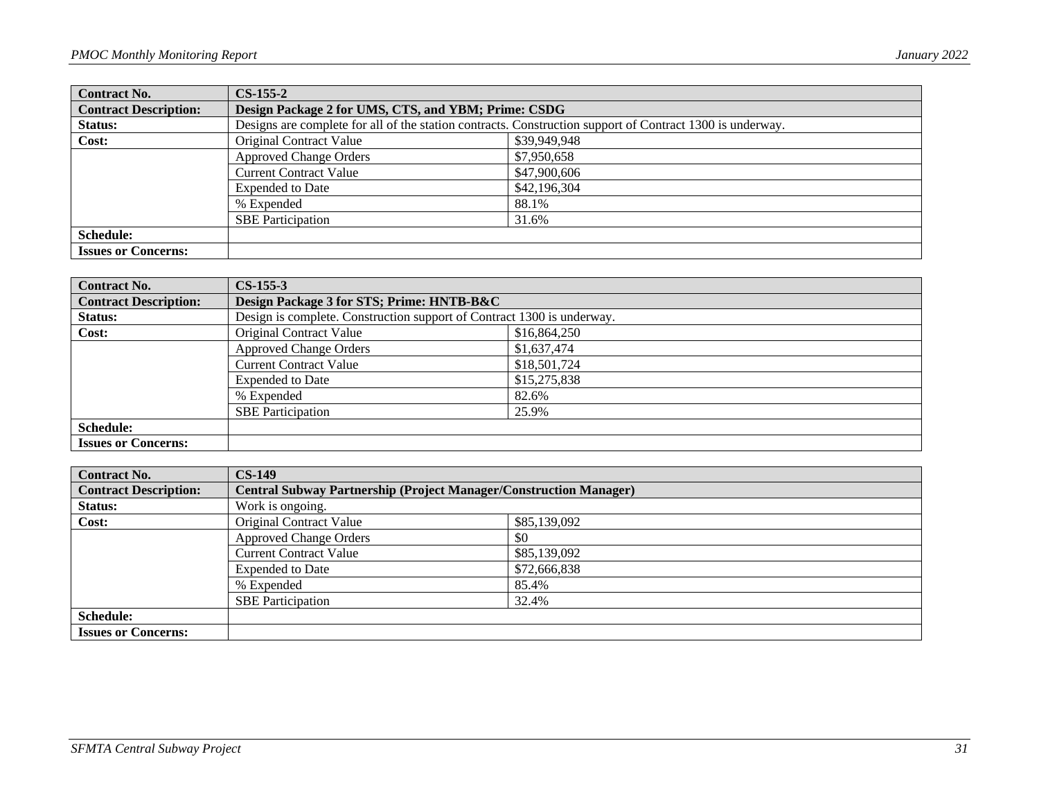| Contract No. | CS-155-2 | |
|---|---|---|
| **Contract Description:** | **Design Package 2 for UMS, CTS, and YBM; Prime: CSDG** | |
| **Status:** | Designs are complete for all of the station contracts. Construction support of Contract 1300 is underway. | |
| **Cost:** | Original Contract Value | $39,949,948 |
| | Approved Change Orders | $7,950,658 |
| | Current Contract Value | $47,900,606 |
| | Expended to Date | $42,196,304 |
| | % Expended | 88.1% |
| | SBE Participation | 31.6% |
| **Schedule:** | | |
| **Issues or Concerns:** | | |

| Contract No. | CS-155-3 | |
|---|---|---|
| **Contract Description:** | **Design Package 3 for STS; Prime: HNTB-B&C** | |
| **Status:** | Design is complete. Construction support of Contract 1300 is underway. | |
| **Cost:** | Original Contract Value | $16,864,250 |
| | Approved Change Orders | $1,637,474 |
| | Current Contract Value | $18,501,724 |
| | Expended to Date | $15,275,838 |
| | % Expended | 82.6% |
| | SBE Participation | 25.9% |
| **Schedule:** | | |
| **Issues or Concerns:** | | |

| Contract No. | CS-149 | |
|---|---|---|
| **Contract Description:** | **Central Subway Partnership (Project Manager/Construction Manager)** | |
| **Status:** | Work is ongoing. | |
| **Cost:** | Original Contract Value | $85,139,092 |
| | Approved Change Orders | $0 |
| | Current Contract Value | $85,139,092 |
| | Expended to Date | $72,666,838 |
| | % Expended | 85.4% |
| | SBE Participation | 32.4% |
| **Schedule:** | | |
| **Issues or Concerns:** | | |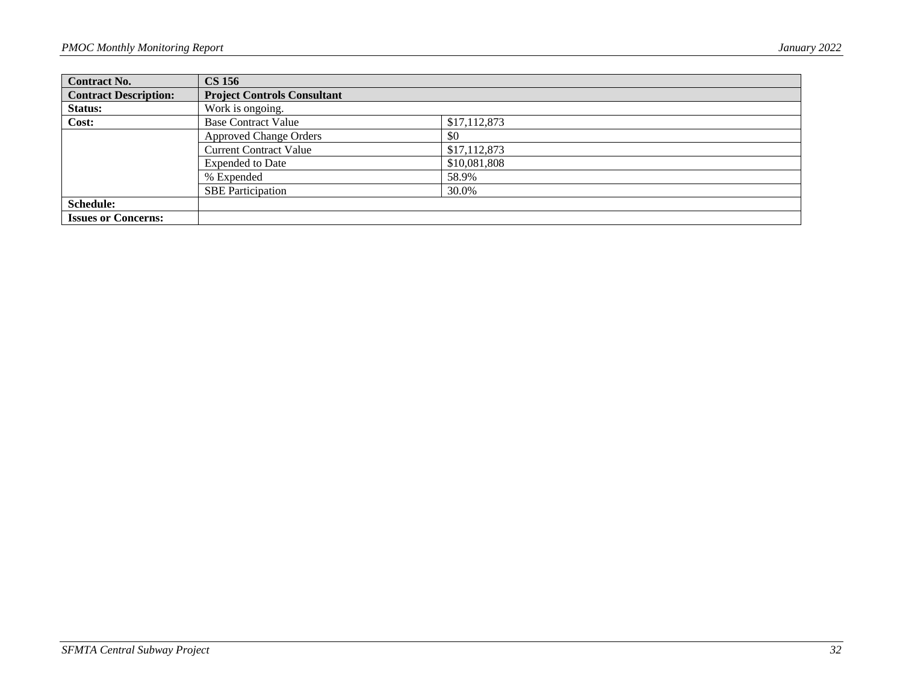| Contract No. | CS 156 | |
|---|---|---|
| **Contract Description:** | **Project Controls Consultant** | |
| **Status:** | Work is ongoing. | |
| **Cost:** | Base Contract Value | $17,112,873 |
| | Approved Change Orders | $0 |
| | Current Contract Value | $17,112,873 |
| | Expended to Date | $10,081,808 |
| | % Expended | 58.9% |
| | SBE Participation | 30.0% |
| **Schedule:** | | |
| **Issues or Concerns:** | | |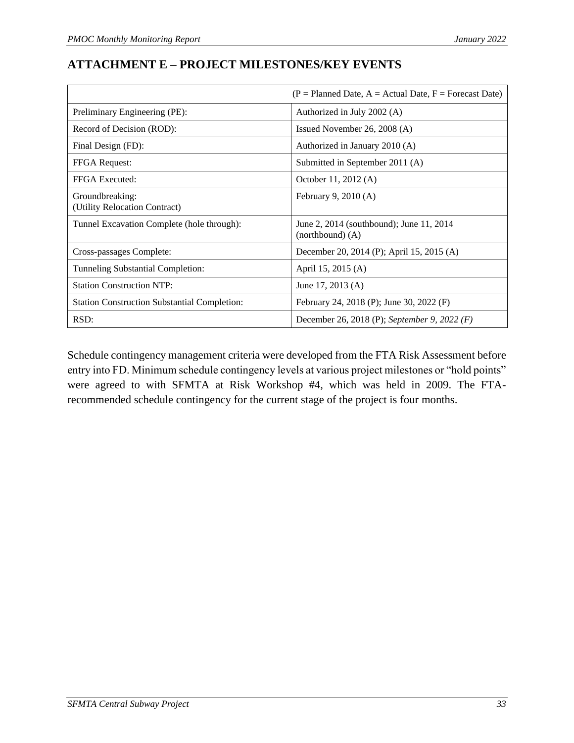## ATTACHMENT E – PROJECT MILESTONES/KEY EVENTS

| | (P = Planned Date, A = Actual Date, F = Forecast Date) |
|---|---|
| Preliminary Engineering (PE): | Authorized in July 2002 (A) |
| Record of Decision (ROD): | Issued November 26, 2008 (A) |
| Final Design (FD): | Authorized in January 2010 (A) |
| FFGA Request: | Submitted in September 2011 (A) |
| FFGA Executed: | October 11, 2012 (A) |
| Groundbreaking: (Utility Relocation Contract) | February 9, 2010 (A) |
| Tunnel Excavation Complete (hole through): | June 2, 2014 (southbound); June 11, 2014 (northbound) (A) |
| Cross-passages Complete: | December 20, 2014 (P); April 15, 2015 (A) |
| Tunneling Substantial Completion: | April 15, 2015 (A) |
| Station Construction NTP: | June 17, 2013 (A) |
| Station Construction Substantial Completion: | February 24, 2018 (P); June 30, 2022 (F) |
| RSD: | December 26, 2018 (P); *September 9, 2022 (F)* |

Schedule contingency management criteria were developed from the FTA Risk Assessment before entry into FD. Minimum schedule contingency levels at various project milestones or "hold points" were agreed to with SFMTA at Risk Workshop #4, which was held in 2009. The FTA-recommended schedule contingency for the current stage of the project is four months.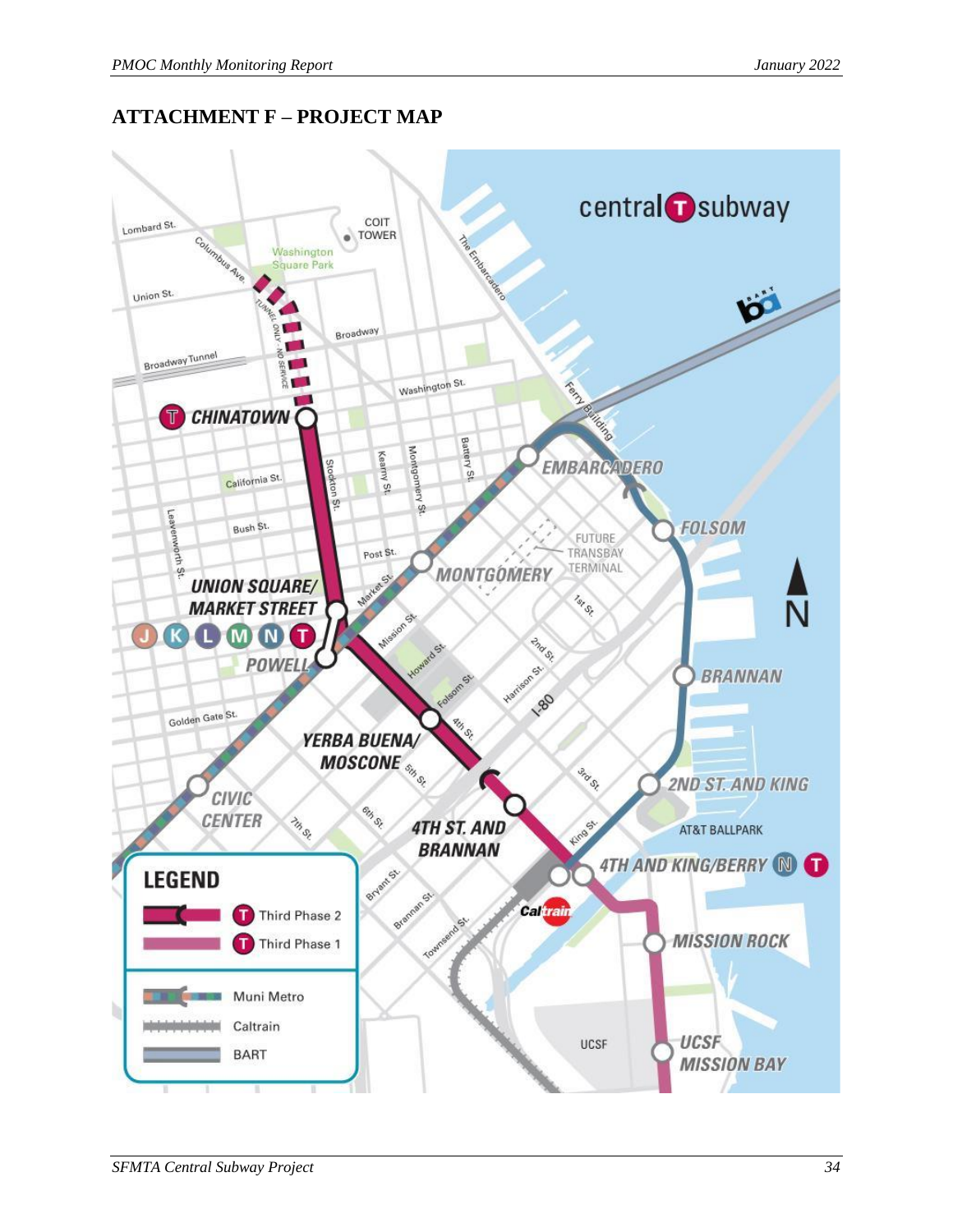## ATTACHMENT F – PROJECT MAP

central T subway

Lombard St.
COIT TOWER
Columbus Ave.
Washington Square Park
The Embarcadero
Union St.
TUNNEL ONLY - NO SERVICE
Broadway
Broadway Tunnel
Washington St.
Ferry Building
CHINATOWN
EMBARCADERO
California St.
Stockton St.
Kearny St.
Montgomery St.
Battery St.
Bush St.
Leavenworth St.
Post St.
FOLSOM
FUTURE TRANSBAY TERMINAL
MONTGOMERY
UNION SQUARE/ MARKET STREET
Market St.
1st St.
N
J K L M N T
Mission St.
2nd St.
POWELL
Howard St.
Harrison St.
BRANNAN
Folsom St.
I-80
Golden Gate St.
4th St.
YERBA BUENA/ MOSCONE
5th St.
3rd St.
2ND ST. AND KING
CIVIC CENTER
6th St.
7th St.
4TH ST. AND BRANNAN
King St.
AT&T BALLPARK
4TH AND KING/BERRY N T
Bryant St.
Brannan St.
Caltrain
Townsend St.
MISSION ROCK
UCSF
UCSF MISSION BAY

LEGEND
T Third Phase 2
T Third Phase 1
Muni Metro
Caltrain
BART